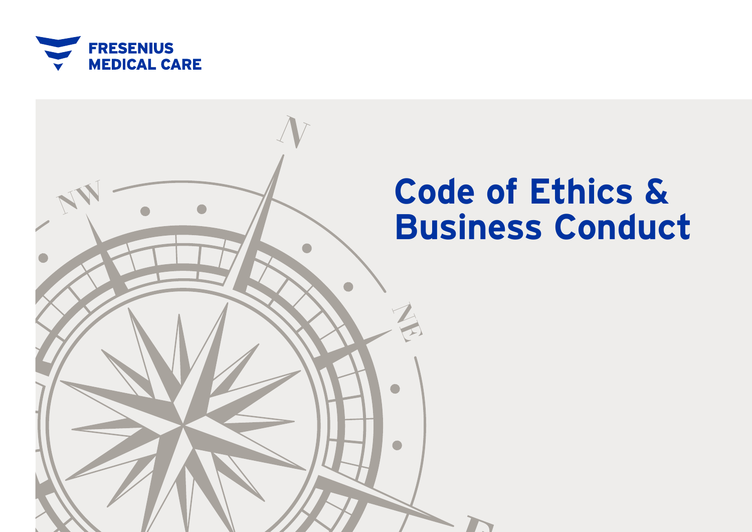FRESENIUS MEDICAL CARE

# Code of Ethics & Business Conduct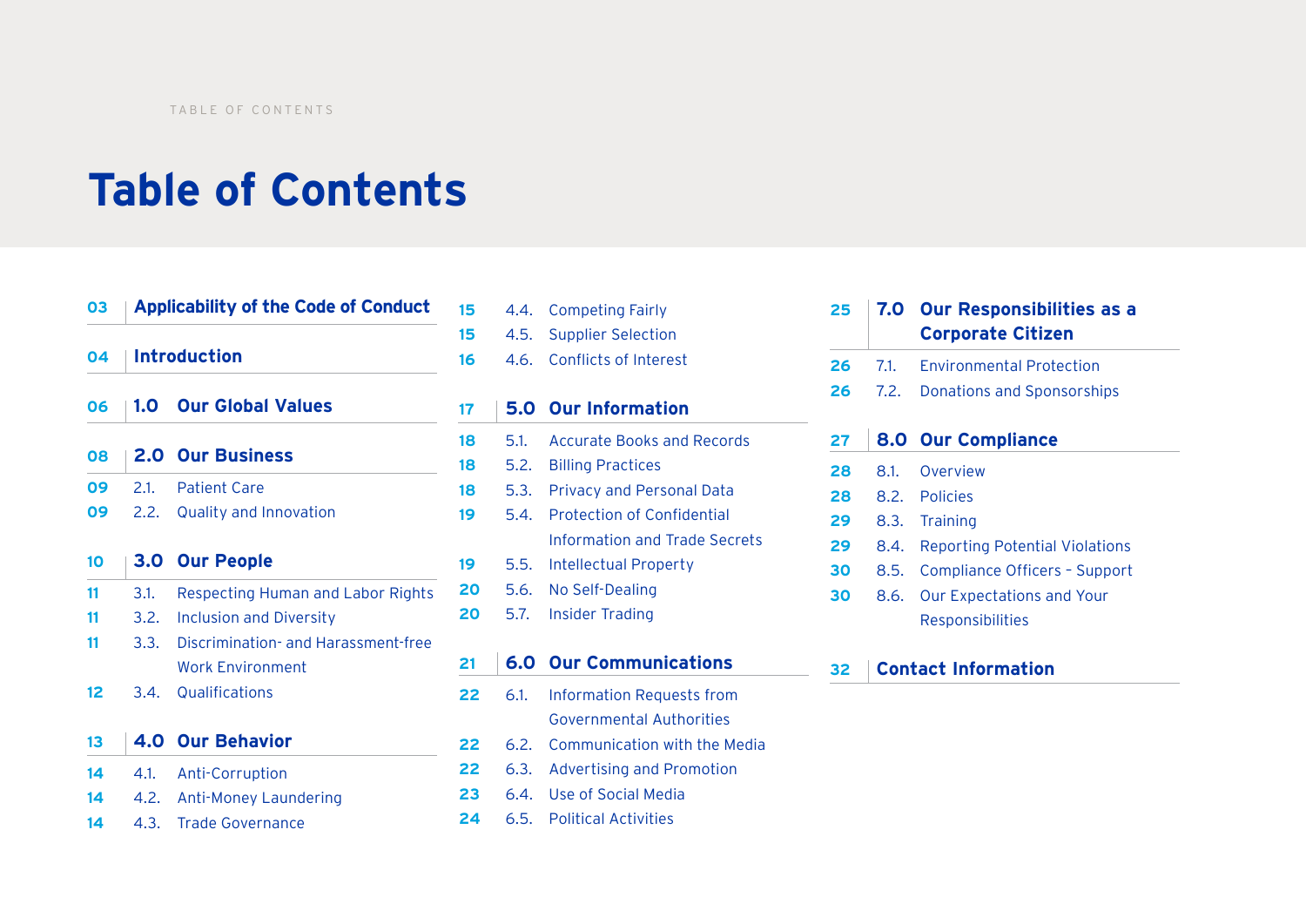# Table of Contents

**03** **Applicability of the Code of Conduct**

**04** **Introduction**

**06** **1.0 Our Global Values**

**08** **2.0 Our Business**

- **09** 2.1. Patient Care
- **09** 2.2. Quality and Innovation

**10** **3.0 Our People**

- **11** 3.1. Respecting Human and Labor Rights
- **11** 3.2. Inclusion and Diversity
- **11** 3.3. Discrimination- and Harassment-free Work Environment
- **12** 3.4. Qualifications

**13** **4.0 Our Behavior**

- **14** 4.1. Anti-Corruption
- **14** 4.2. Anti-Money Laundering
- **14** 4.3. Trade Governance
- **15** 4.4. Competing Fairly
- **15** 4.5. Supplier Selection
- **16** 4.6. Conflicts of Interest

**17** **5.0 Our Information**

- **18** 5.1. Accurate Books and Records
- **18** 5.2. Billing Practices
- **18** 5.3. Privacy and Personal Data
- **19** 5.4. Protection of Confidential Information and Trade Secrets
- **19** 5.5. Intellectual Property
- **20** 5.6. No Self-Dealing
- **20** 5.7. Insider Trading

**21** **6.0 Our Communications**

- **22** 6.1. Information Requests from Governmental Authorities
- **22** 6.2. Communication with the Media
- **22** 6.3. Advertising and Promotion
- **23** 6.4. Use of Social Media
- **24** 6.5. Political Activities

**25** **7.0 Our Responsibilities as a Corporate Citizen**

- **26** 7.1. Environmental Protection
- **26** 7.2. Donations and Sponsorships

**27** **8.0 Our Compliance**

- **28** 8.1. Overview
- **28** 8.2. Policies
- **29** 8.3. Training
- **29** 8.4. Reporting Potential Violations
- **30** 8.5. Compliance Officers – Support
- **30** 8.6. Our Expectations and Your Responsibilities

**32** **Contact Information**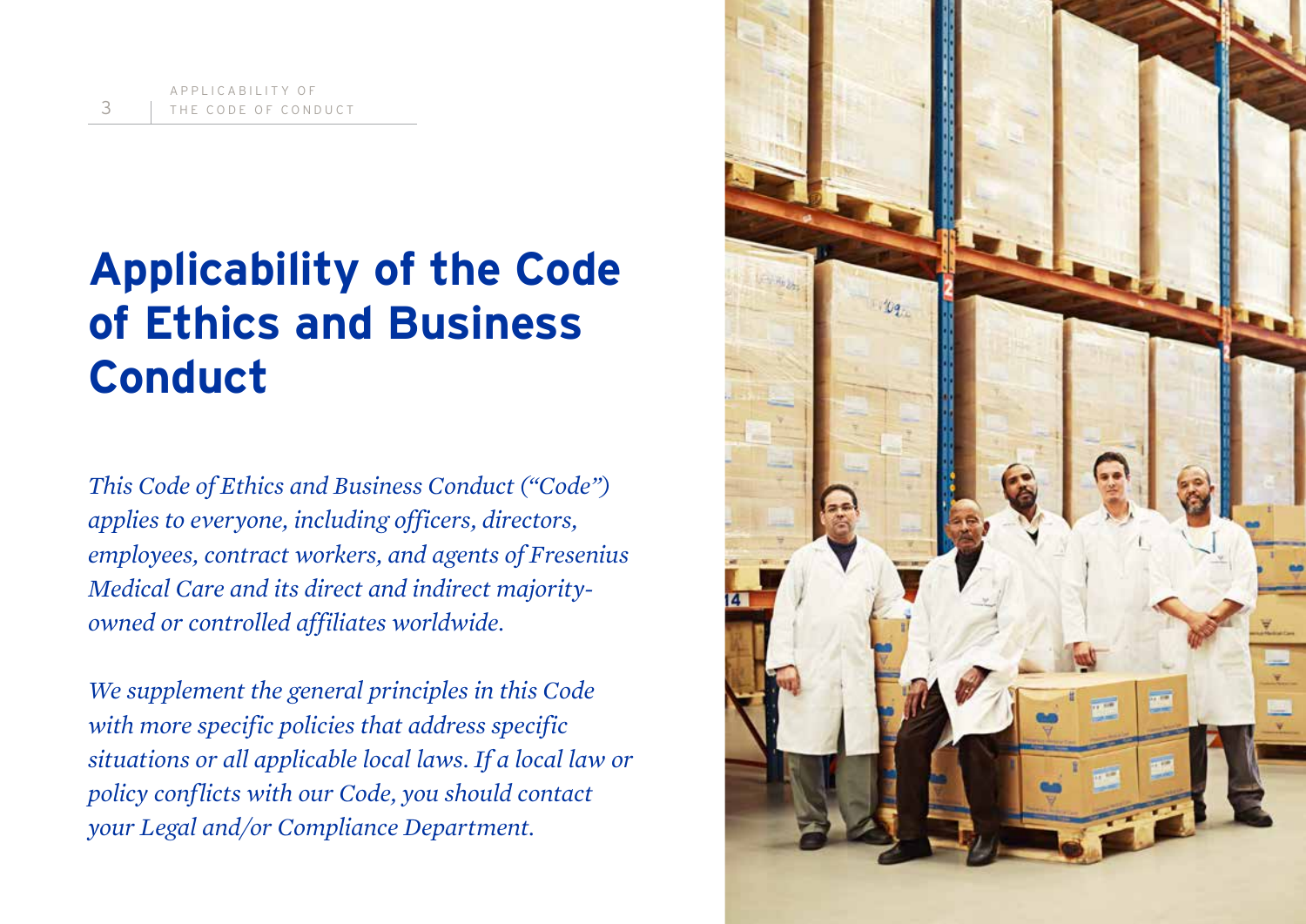# Applicability of the Code of Ethics and Business Conduct

*This Code of Ethics and Business Conduct ("Code") applies to everyone, including officers, directors, employees, contract workers, and agents of Fresenius Medical Care and its direct and indirect majority-owned or controlled affiliates worldwide.*

*We supplement the general principles in this Code with more specific policies that address specific situations or all applicable local laws. If a local law or policy conflicts with our Code, you should contact your Legal and/or Compliance Department.*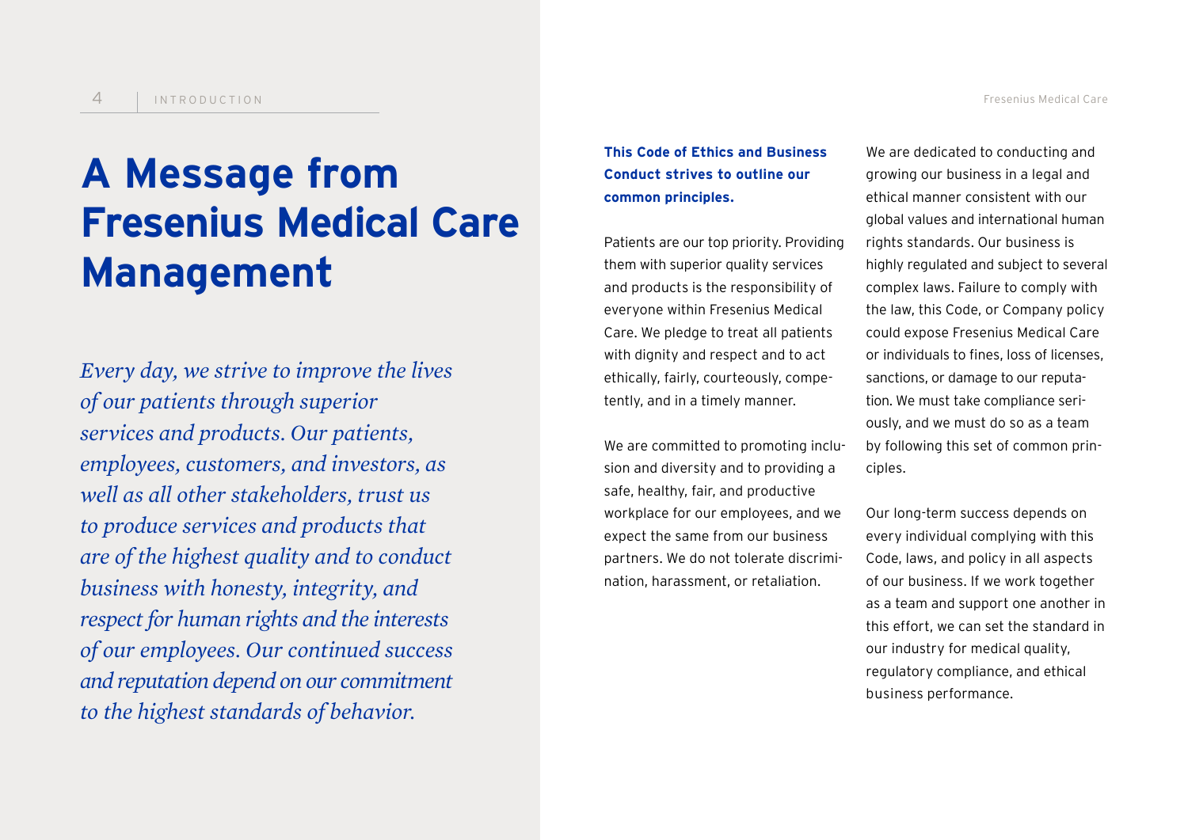# A Message from Fresenius Medical Care Management

*Every day, we strive to improve the lives of our patients through superior services and products. Our patients, employees, customers, and investors, as well as all other stakeholders, trust us to produce services and products that are of the highest quality and to conduct business with honesty, integrity, and respect for human rights and the interests of our employees. Our continued success and reputation depend on our commitment to the highest standards of behavior.*

**This Code of Ethics and Business Conduct strives to outline our common principles.**

Patients are our top priority. Providing them with superior quality services and products is the responsibility of everyone within Fresenius Medical Care. We pledge to treat all patients with dignity and respect and to act ethically, fairly, courteously, competently, and in a timely manner.

We are committed to promoting inclusion and diversity and to providing a safe, healthy, fair, and productive workplace for our employees, and we expect the same from our business partners. We do not tolerate discrimination, harassment, or retaliation.

We are dedicated to conducting and growing our business in a legal and ethical manner consistent with our global values and international human rights standards. Our business is highly regulated and subject to several complex laws. Failure to comply with the law, this Code, or Company policy could expose Fresenius Medical Care or individuals to fines, loss of licenses, sanctions, or damage to our reputation. We must take compliance seriously, and we must do so as a team by following this set of common principles.

Our long-term success depends on every individual complying with this Code, laws, and policy in all aspects of our business. If we work together as a team and support one another in this effort, we can set the standard in our industry for medical quality, regulatory compliance, and ethical business performance.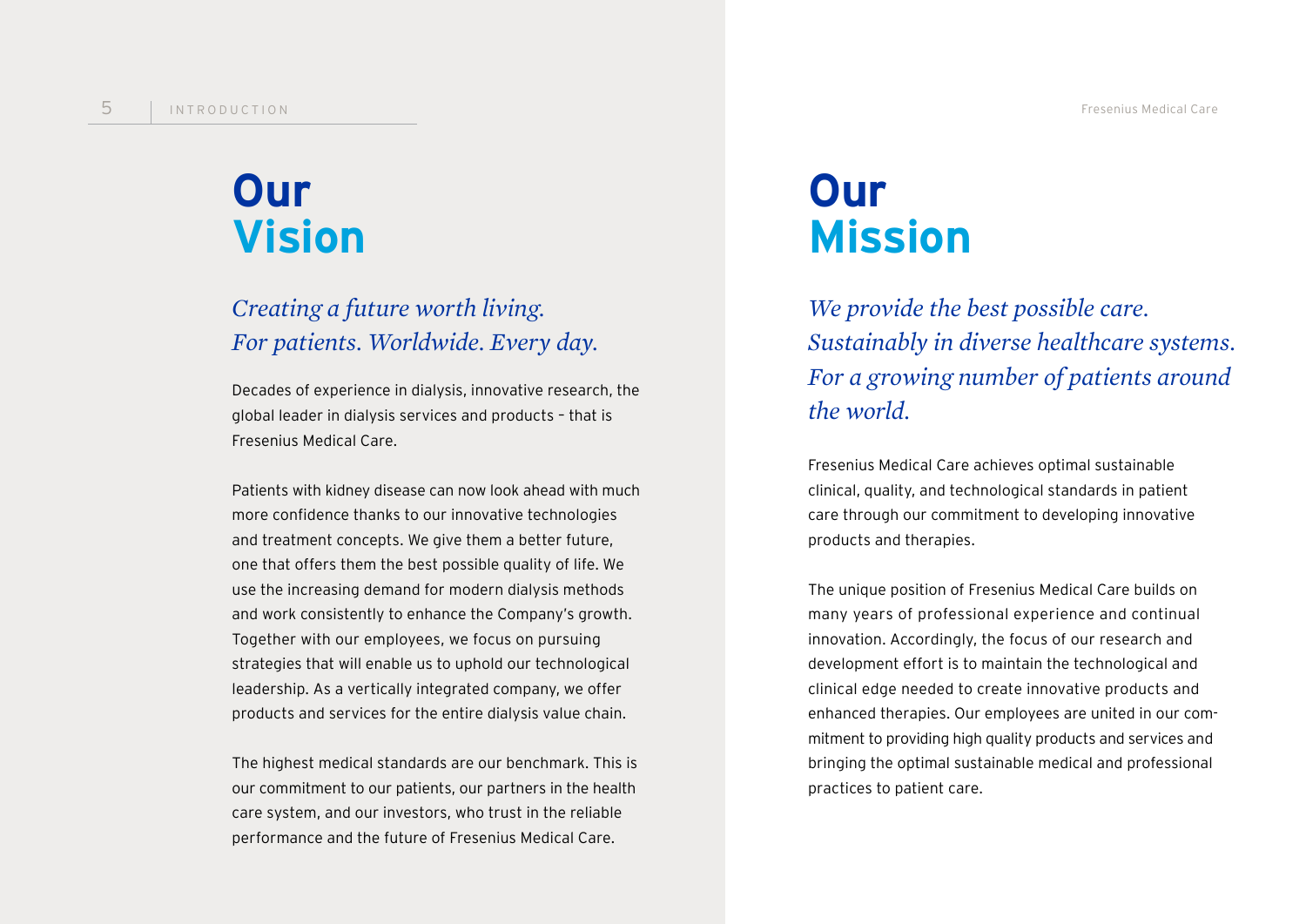# Our Vision

*Creating a future worth living.*
*For patients. Worldwide. Every day.*

Decades of experience in dialysis, innovative research, the global leader in dialysis services and products – that is Fresenius Medical Care.

Patients with kidney disease can now look ahead with much more confidence thanks to our innovative technologies and treatment concepts. We give them a better future, one that offers them the best possible quality of life. We use the increasing demand for modern dialysis methods and work consistently to enhance the Company's growth. Together with our employees, we focus on pursuing strategies that will enable us to uphold our technological leadership. As a vertically integrated company, we offer products and services for the entire dialysis value chain.

The highest medical standards are our benchmark. This is our commitment to our patients, our partners in the health care system, and our investors, who trust in the reliable performance and the future of Fresenius Medical Care.

# Our Mission

*We provide the best possible care.*
*Sustainably in diverse healthcare systems.*
*For a growing number of patients around the world.*

Fresenius Medical Care achieves optimal sustainable clinical, quality, and technological standards in patient care through our commitment to developing innovative products and therapies.

The unique position of Fresenius Medical Care builds on many years of professional experience and continual innovation. Accordingly, the focus of our research and development effort is to maintain the technological and clinical edge needed to create innovative products and enhanced therapies. Our employees are united in our commitment to providing high quality products and services and bringing the optimal sustainable medical and professional practices to patient care.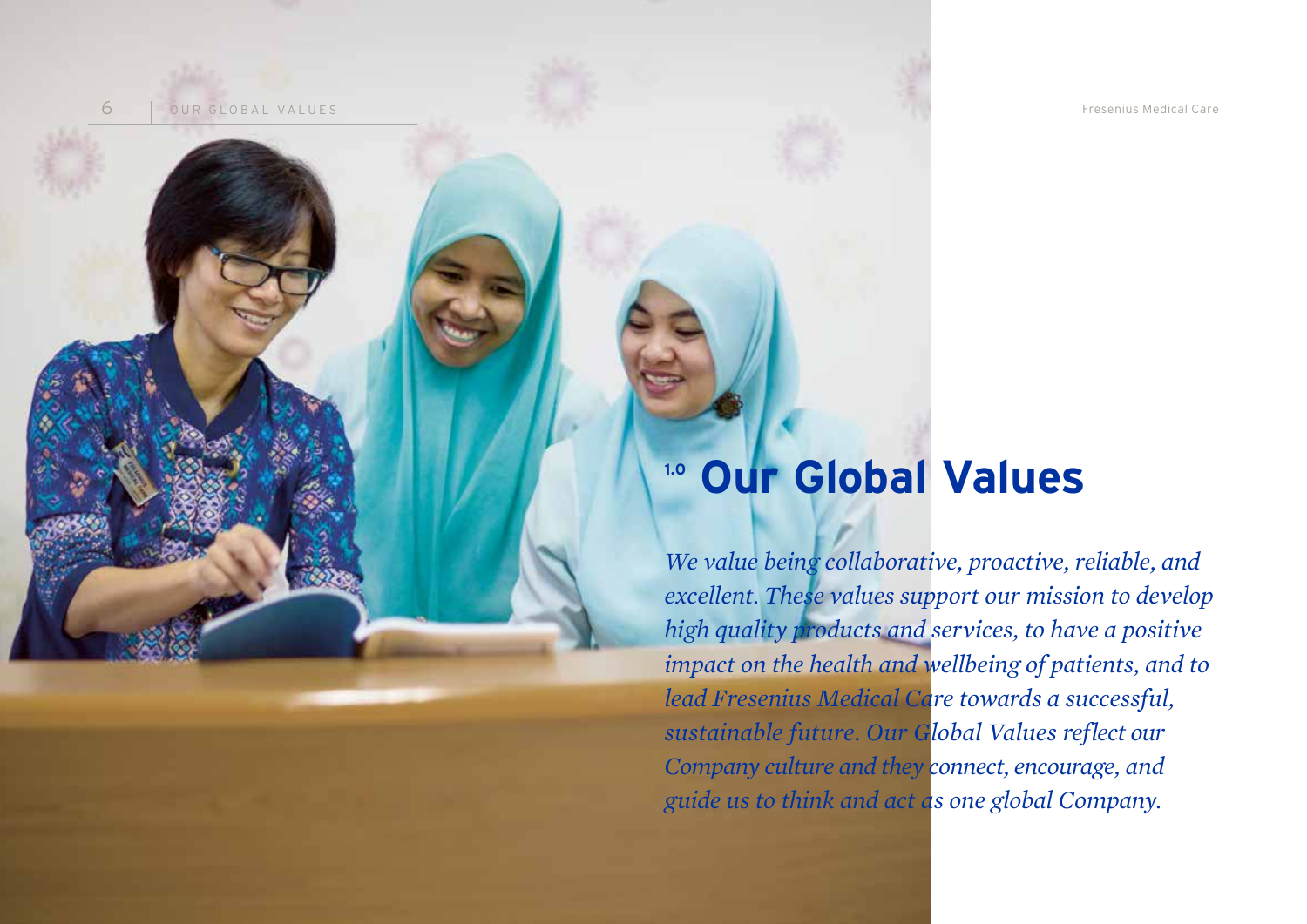# 1.0 Our Global Values

*We value being collaborative, proactive, reliable, and excellent. These values support our mission to develop high quality products and services, to have a positive impact on the health and wellbeing of patients, and to lead Fresenius Medical Care towards a successful, sustainable future. Our Global Values reflect our Company culture and they connect, encourage, and guide us to think and act as one global Company.*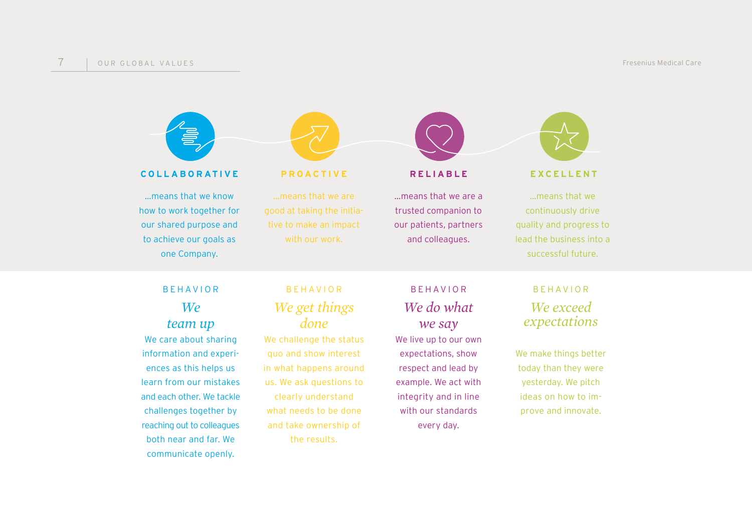# OUR GLOBAL VALUES

## COLLABORATIVE

...means that we know how to work together for our shared purpose and to achieve our goals as one Company.

BEHAVIOR

### *We team up*

We care about sharing information and experiences as this helps us learn from our mistakes and each other. We tackle challenges together by reaching out to colleagues both near and far. We communicate openly.

## PROACTIVE

...means that we are good at taking the initiative to make an impact with our work.

BEHAVIOR

### *We get things done*

We challenge the status quo and show interest in what happens around us. We ask questions to clearly understand what needs to be done and take ownership of the results.

## RELIABLE

...means that we are a trusted companion to our patients, partners and colleagues.

BEHAVIOR

### *We do what we say*

We live up to our own expectations, show respect and lead by example. We act with integrity and in line with our standards every day.

## EXCELLENT

...means that we continuously drive quality and progress to lead the business into a successful future.

BEHAVIOR

### *We exceed expectations*

We make things better today than they were yesterday. We pitch ideas on how to improve and innovate.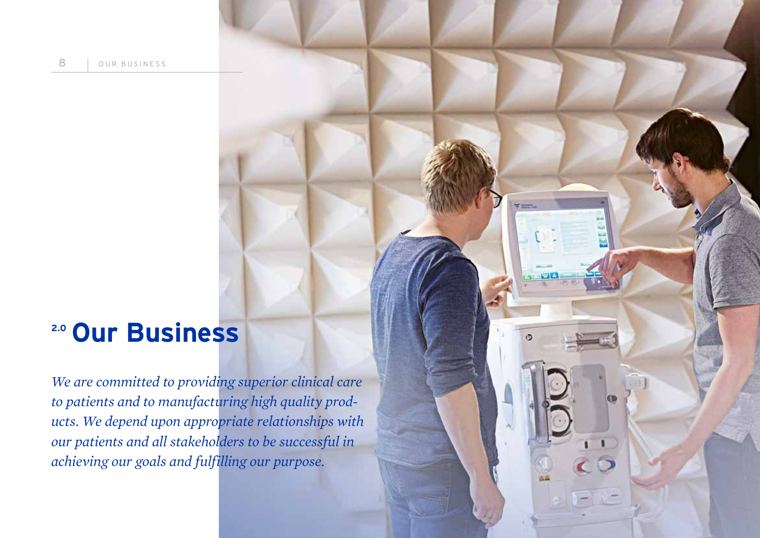# 2.0 Our Business

*We are committed to providing superior clinical care to patients and to manufacturing high quality products. We depend upon appropriate relationships with our patients and all stakeholders to be successful in achieving our goals and fulfilling our purpose.*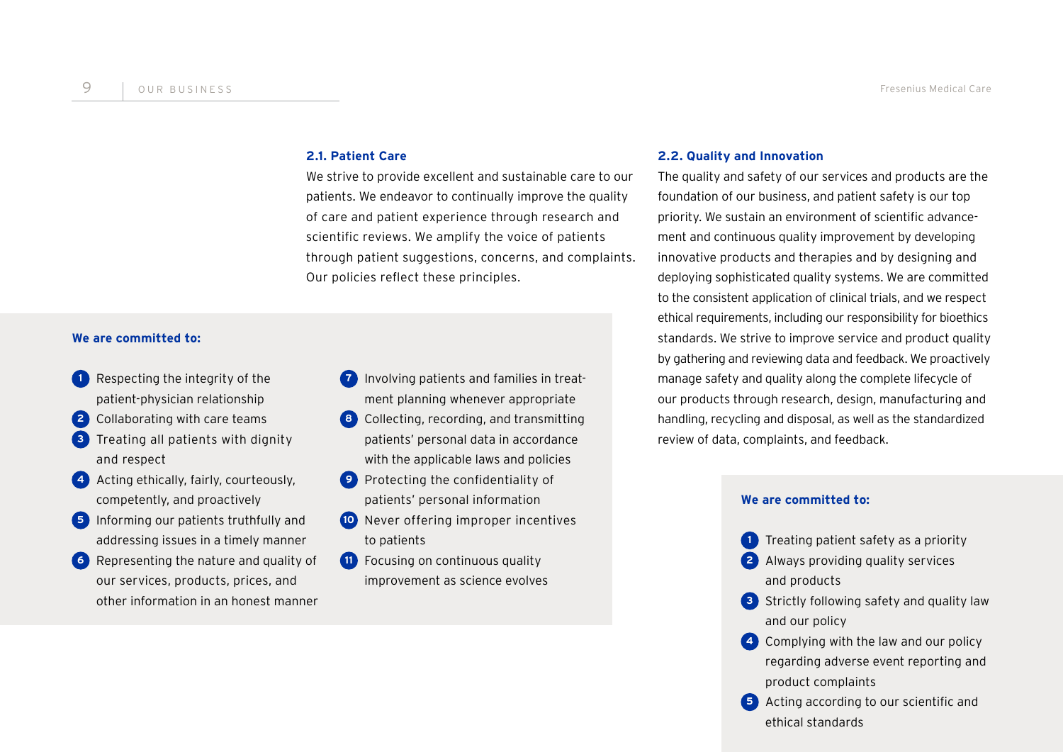### 2.1. Patient Care

We strive to provide excellent and sustainable care to our patients. We endeavor to continually improve the quality of care and patient experience through research and scientific reviews. We amplify the voice of patients through patient suggestions, concerns, and complaints. Our policies reflect these principles.

**We are committed to:**

1. Respecting the integrity of the patient-physician relationship
2. Collaborating with care teams
3. Treating all patients with dignity and respect
4. Acting ethically, fairly, courteously, competently, and proactively
5. Informing our patients truthfully and addressing issues in a timely manner
6. Representing the nature and quality of our services, products, prices, and other information in an honest manner
7. Involving patients and families in treatment planning whenever appropriate
8. Collecting, recording, and transmitting patients' personal data in accordance with the applicable laws and policies
9. Protecting the confidentiality of patients' personal information
10. Never offering improper incentives to patients
11. Focusing on continuous quality improvement as science evolves

### 2.2. Quality and Innovation

The quality and safety of our services and products are the foundation of our business, and patient safety is our top priority. We sustain an environment of scientific advancement and continuous quality improvement by developing innovative products and therapies and by designing and deploying sophisticated quality systems. We are committed to the consistent application of clinical trials, and we respect ethical requirements, including our responsibility for bioethics standards. We strive to improve service and product quality by gathering and reviewing data and feedback. We proactively manage safety and quality along the complete lifecycle of our products through research, design, manufacturing and handling, recycling and disposal, as well as the standardized review of data, complaints, and feedback.

**We are committed to:**

1. Treating patient safety as a priority
2. Always providing quality services and products
3. Strictly following safety and quality law and our policy
4. Complying with the law and our policy regarding adverse event reporting and product complaints
5. Acting according to our scientific and ethical standards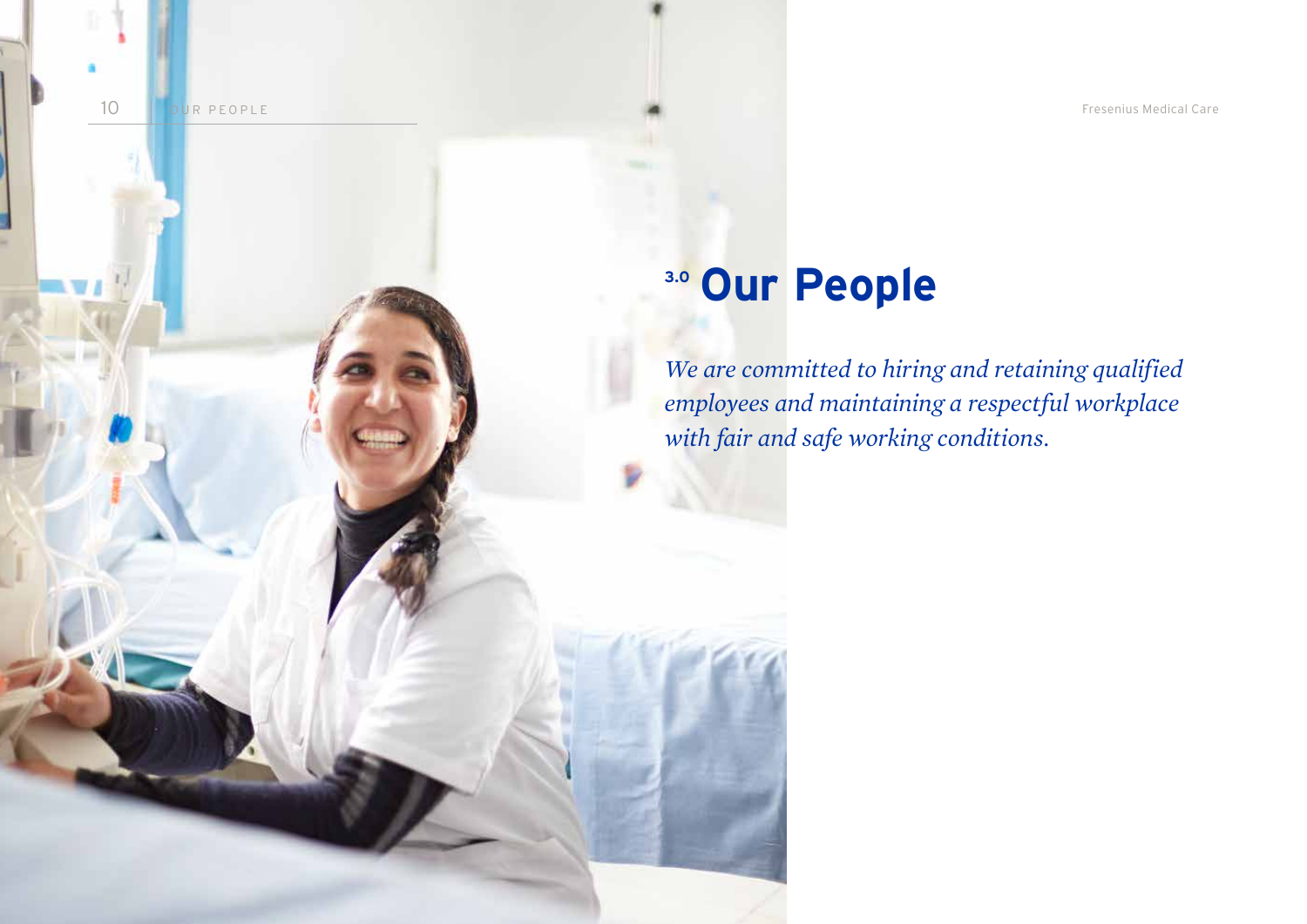# 3.0 Our People

*We are committed to hiring and retaining qualified employees and maintaining a respectful workplace with fair and safe working conditions.*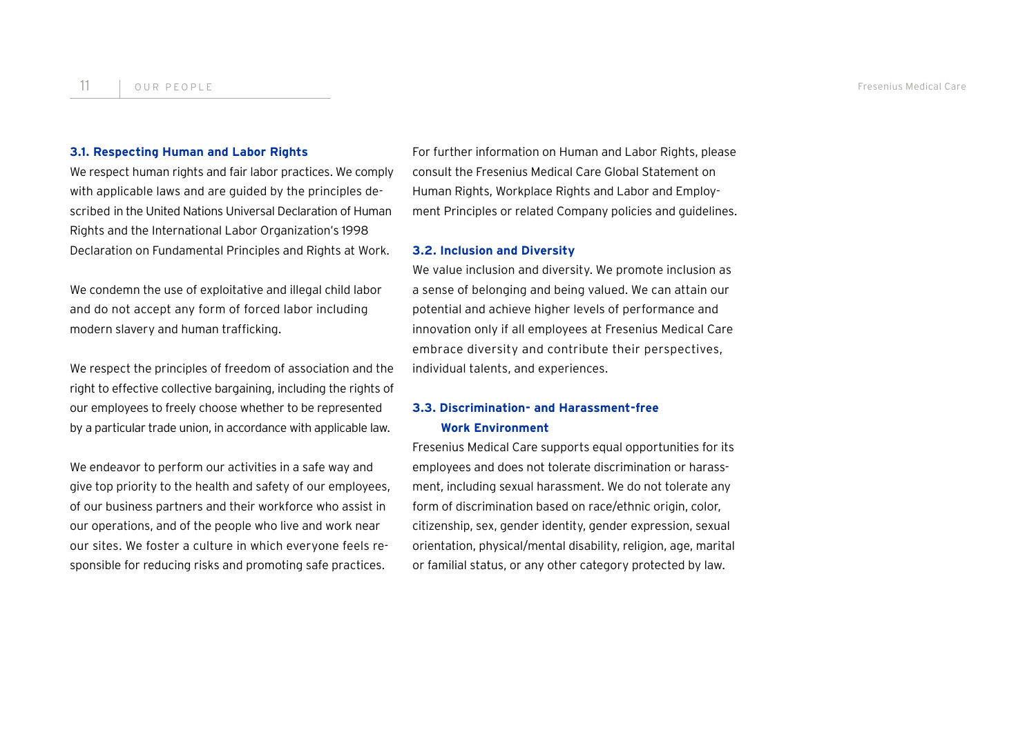### 3.1. Respecting Human and Labor Rights

We respect human rights and fair labor practices. We comply with applicable laws and are guided by the principles described in the United Nations Universal Declaration of Human Rights and the International Labor Organization's 1998 Declaration on Fundamental Principles and Rights at Work.

We condemn the use of exploitative and illegal child labor and do not accept any form of forced labor including modern slavery and human trafficking.

We respect the principles of freedom of association and the right to effective collective bargaining, including the rights of our employees to freely choose whether to be represented by a particular trade union, in accordance with applicable law.

We endeavor to perform our activities in a safe way and give top priority to the health and safety of our employees, of our business partners and their workforce who assist in our operations, and of the people who live and work near our sites. We foster a culture in which everyone feels responsible for reducing risks and promoting safe practices.

For further information on Human and Labor Rights, please consult the Fresenius Medical Care Global Statement on Human Rights, Workplace Rights and Labor and Employment Principles or related Company policies and guidelines.

### 3.2. Inclusion and Diversity

We value inclusion and diversity. We promote inclusion as a sense of belonging and being valued. We can attain our potential and achieve higher levels of performance and innovation only if all employees at Fresenius Medical Care embrace diversity and contribute their perspectives, individual talents, and experiences.

### 3.3. Discrimination- and Harassment-free Work Environment

Fresenius Medical Care supports equal opportunities for its employees and does not tolerate discrimination or harassment, including sexual harassment. We do not tolerate any form of discrimination based on race/ethnic origin, color, citizenship, sex, gender identity, gender expression, sexual orientation, physical/mental disability, religion, age, marital or familial status, or any other category protected by law.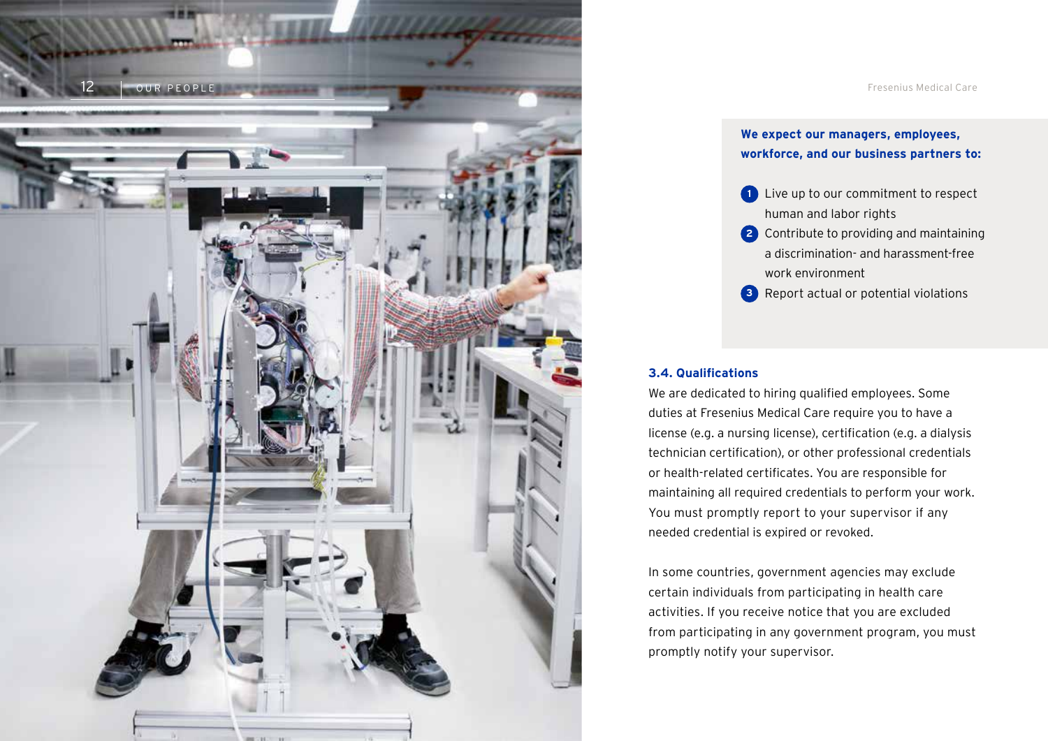**We expect our managers, employees, workforce, and our business partners to:**

1. Live up to our commitment to respect human and labor rights
2. Contribute to providing and maintaining a discrimination- and harassment-free work environment
3. Report actual or potential violations

### 3.4. Qualifications

We are dedicated to hiring qualified employees. Some duties at Fresenius Medical Care require you to have a license (e.g. a nursing license), certification (e.g. a dialysis technician certification), or other professional credentials or health-related certificates. You are responsible for maintaining all required credentials to perform your work. You must promptly report to your supervisor if any needed credential is expired or revoked.

In some countries, government agencies may exclude certain individuals from participating in health care activities. If you receive notice that you are excluded from participating in any government program, you must promptly notify your supervisor.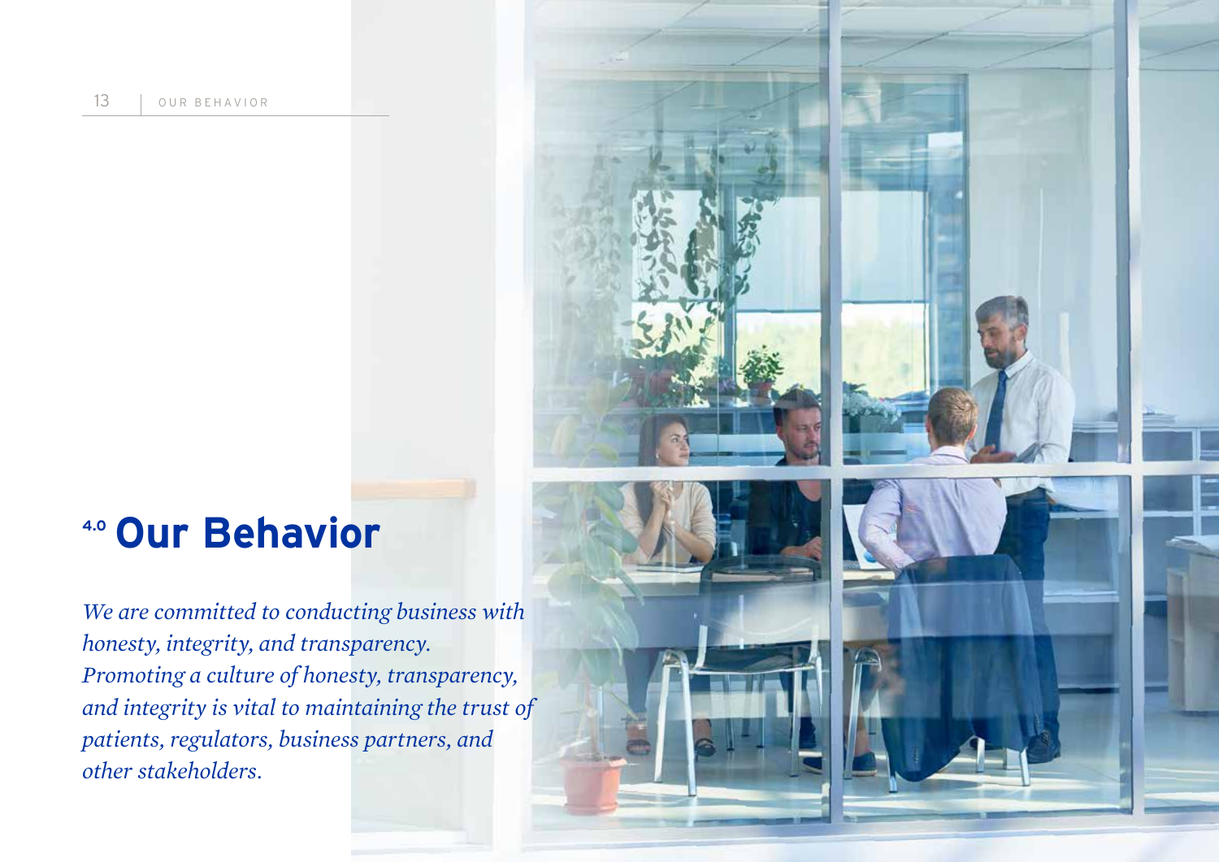# 4.0 Our Behavior

*We are committed to conducting business with honesty, integrity, and transparency. Promoting a culture of honesty, transparency, and integrity is vital to maintaining the trust of patients, regulators, business partners, and other stakeholders.*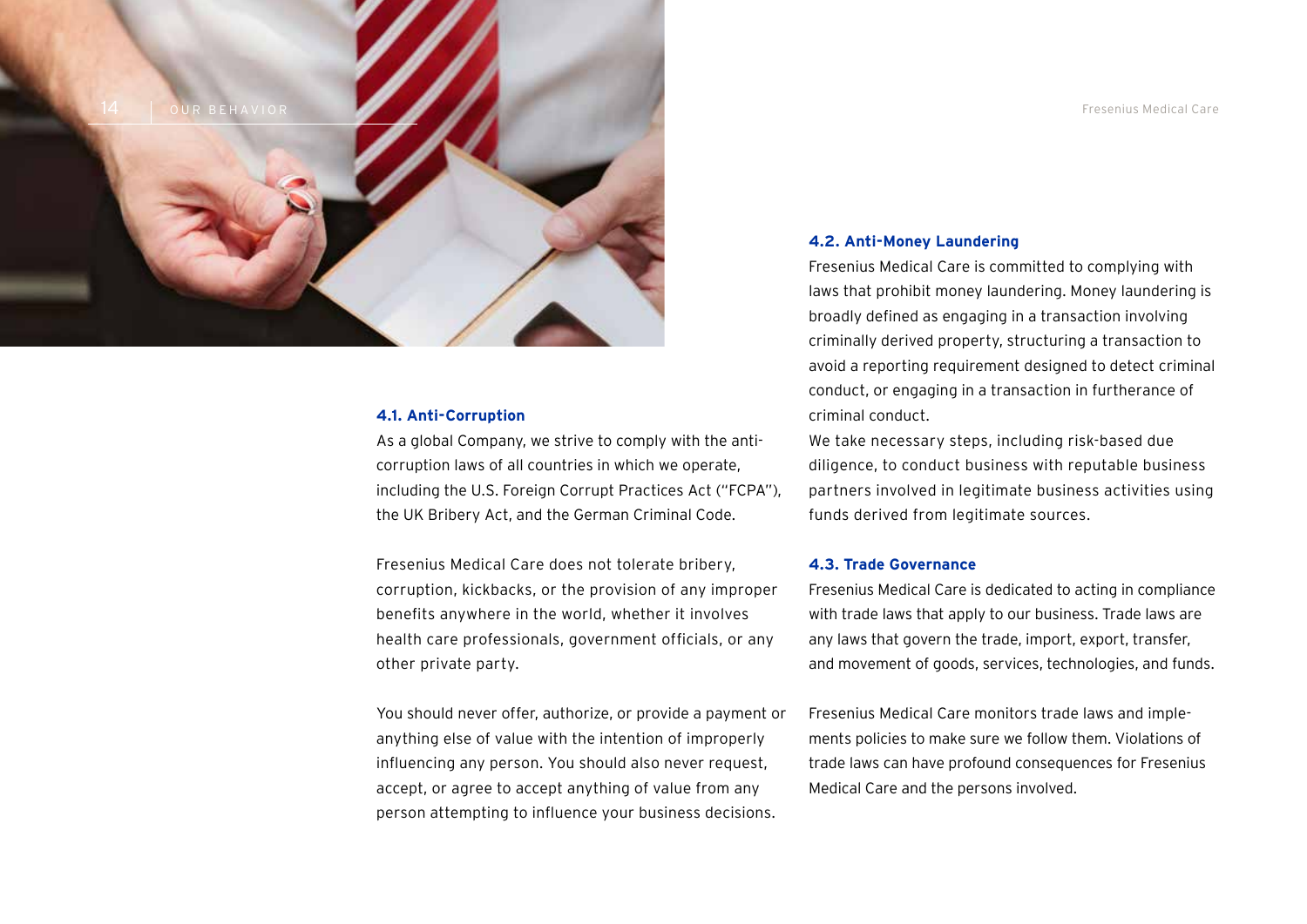### 4.1. Anti-Corruption

As a global Company, we strive to comply with the anti-corruption laws of all countries in which we operate, including the U.S. Foreign Corrupt Practices Act ("FCPA"), the UK Bribery Act, and the German Criminal Code.

Fresenius Medical Care does not tolerate bribery, corruption, kickbacks, or the provision of any improper benefits anywhere in the world, whether it involves health care professionals, government officials, or any other private party.

You should never offer, authorize, or provide a payment or anything else of value with the intention of improperly influencing any person. You should also never request, accept, or agree to accept anything of value from any person attempting to influence your business decisions.

### 4.2. Anti-Money Laundering

Fresenius Medical Care is committed to complying with laws that prohibit money laundering. Money laundering is broadly defined as engaging in a transaction involving criminally derived property, structuring a transaction to avoid a reporting requirement designed to detect criminal conduct, or engaging in a transaction in furtherance of criminal conduct.

We take necessary steps, including risk-based due diligence, to conduct business with reputable business partners involved in legitimate business activities using funds derived from legitimate sources.

### 4.3. Trade Governance

Fresenius Medical Care is dedicated to acting in compliance with trade laws that apply to our business. Trade laws are any laws that govern the trade, import, export, transfer, and movement of goods, services, technologies, and funds.

Fresenius Medical Care monitors trade laws and implements policies to make sure we follow them. Violations of trade laws can have profound consequences for Fresenius Medical Care and the persons involved.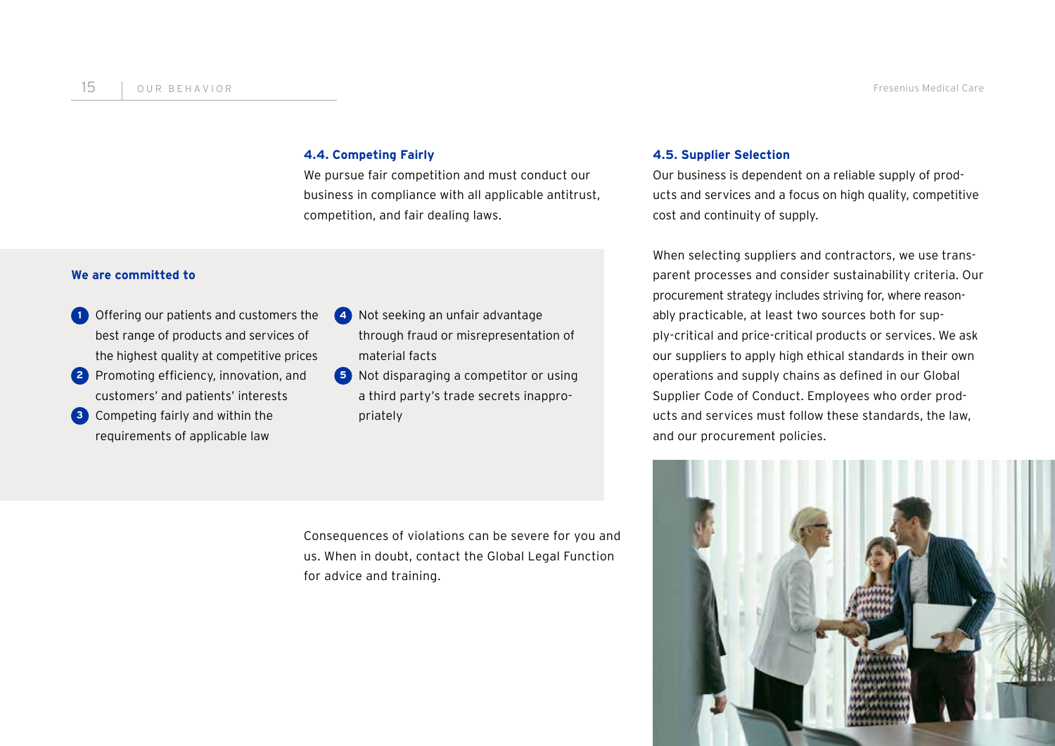### 4.4. Competing Fairly

We pursue fair competition and must conduct our business in compliance with all applicable antitrust, competition, and fair dealing laws.

**We are committed to**

1. Offering our patients and customers the best range of products and services of the highest quality at competitive prices
2. Promoting efficiency, innovation, and customers' and patients' interests
3. Competing fairly and within the requirements of applicable law
4. Not seeking an unfair advantage through fraud or misrepresentation of material facts
5. Not disparaging a competitor or using a third party's trade secrets inappropriately

Consequences of violations can be severe for you and us. When in doubt, contact the Global Legal Function for advice and training.

### 4.5. Supplier Selection

Our business is dependent on a reliable supply of products and services and a focus on high quality, competitive cost and continuity of supply.

When selecting suppliers and contractors, we use transparent processes and consider sustainability criteria. Our procurement strategy includes striving for, where reasonably practicable, at least two sources both for supply-critical and price-critical products or services. We ask our suppliers to apply high ethical standards in their own operations and supply chains as defined in our Global Supplier Code of Conduct. Employees who order products and services must follow these standards, the law, and our procurement policies.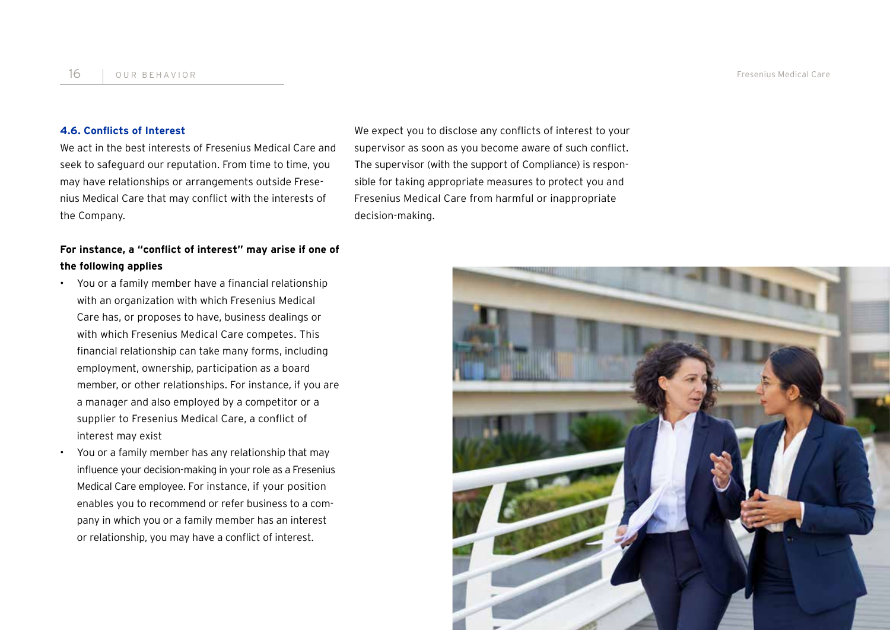### 4.6. Conflicts of Interest

We act in the best interests of Fresenius Medical Care and seek to safeguard our reputation. From time to time, you may have relationships or arrangements outside Fresenius Medical Care that may conflict with the interests of the Company.

**For instance, a "conflict of interest" may arise if one of the following applies**

- You or a family member have a financial relationship with an organization with which Fresenius Medical Care has, or proposes to have, business dealings or with which Fresenius Medical Care competes. This financial relationship can take many forms, including employment, ownership, participation as a board member, or other relationships. For instance, if you are a manager and also employed by a competitor or a supplier to Fresenius Medical Care, a conflict of interest may exist
- You or a family member has any relationship that may influence your decision-making in your role as a Fresenius Medical Care employee. For instance, if your position enables you to recommend or refer business to a company in which you or a family member has an interest or relationship, you may have a conflict of interest.

We expect you to disclose any conflicts of interest to your supervisor as soon as you become aware of such conflict. The supervisor (with the support of Compliance) is responsible for taking appropriate measures to protect you and Fresenius Medical Care from harmful or inappropriate decision-making.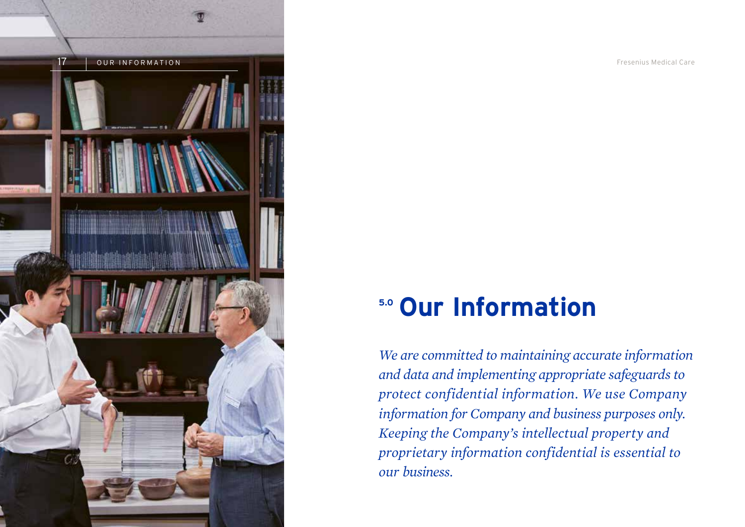# 5.0 Our Information

*We are committed to maintaining accurate information and data and implementing appropriate safeguards to protect confidential information. We use Company information for Company and business purposes only. Keeping the Company's intellectual property and proprietary information confidential is essential to our business.*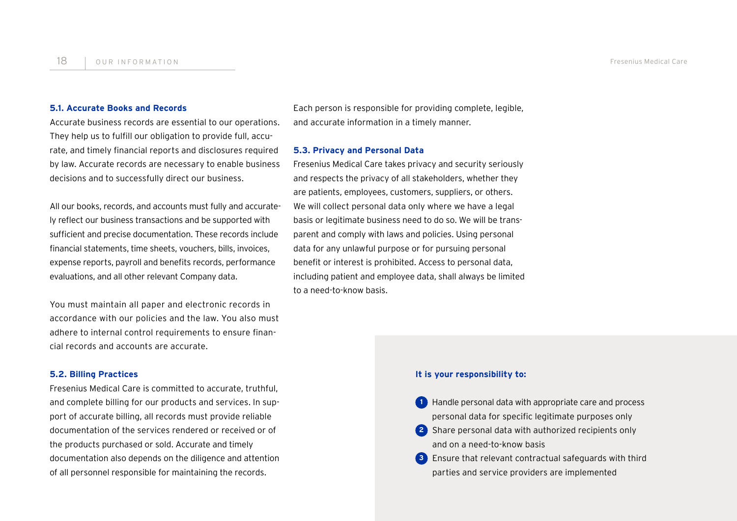### 5.1. Accurate Books and Records

Accurate business records are essential to our operations. They help us to fulfill our obligation to provide full, accurate, and timely financial reports and disclosures required by law. Accurate records are necessary to enable business decisions and to successfully direct our business.

All our books, records, and accounts must fully and accurately reflect our business transactions and be supported with sufficient and precise documentation. These records include financial statements, time sheets, vouchers, bills, invoices, expense reports, payroll and benefits records, performance evaluations, and all other relevant Company data.

You must maintain all paper and electronic records in accordance with our policies and the law. You also must adhere to internal control requirements to ensure financial records and accounts are accurate.

### 5.2. Billing Practices

Fresenius Medical Care is committed to accurate, truthful, and complete billing for our products and services. In support of accurate billing, all records must provide reliable documentation of the services rendered or received or of the products purchased or sold. Accurate and timely documentation also depends on the diligence and attention of all personnel responsible for maintaining the records.

Each person is responsible for providing complete, legible, and accurate information in a timely manner.

### 5.3. Privacy and Personal Data

Fresenius Medical Care takes privacy and security seriously and respects the privacy of all stakeholders, whether they are patients, employees, customers, suppliers, or others. We will collect personal data only where we have a legal basis or legitimate business need to do so. We will be transparent and comply with laws and policies. Using personal data for any unlawful purpose or for pursuing personal benefit or interest is prohibited. Access to personal data, including patient and employee data, shall always be limited to a need-to-know basis.

**It is your responsibility to:**

1. Handle personal data with appropriate care and process personal data for specific legitimate purposes only
2. Share personal data with authorized recipients only and on a need-to-know basis
3. Ensure that relevant contractual safeguards with third parties and service providers are implemented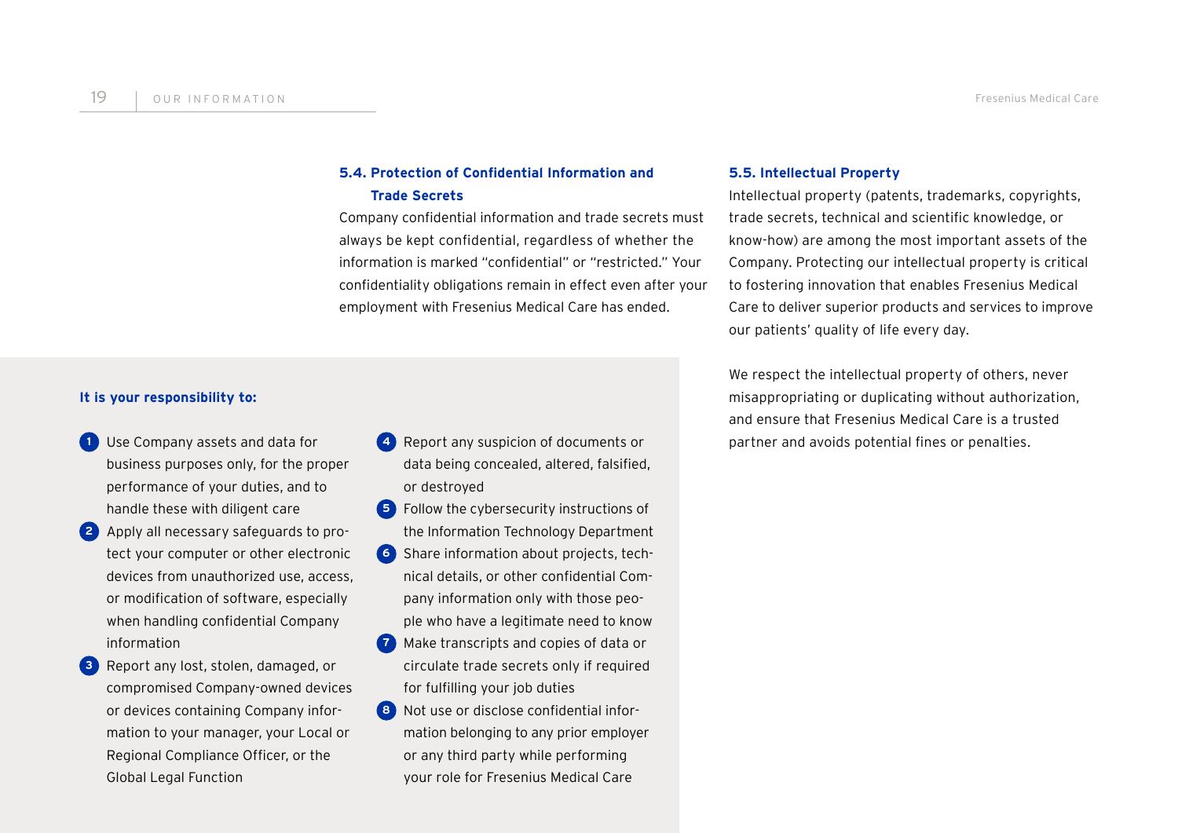### 5.4. Protection of Confidential Information and Trade Secrets

Company confidential information and trade secrets must always be kept confidential, regardless of whether the information is marked "confidential" or "restricted." Your confidentiality obligations remain in effect even after your employment with Fresenius Medical Care has ended.

**It is your responsibility to:**

1. Use Company assets and data for business purposes only, for the proper performance of your duties, and to handle these with diligent care
2. Apply all necessary safeguards to protect your computer or other electronic devices from unauthorized use, access, or modification of software, especially when handling confidential Company information
3. Report any lost, stolen, damaged, or compromised Company-owned devices or devices containing Company information to your manager, your Local or Regional Compliance Officer, or the Global Legal Function
4. Report any suspicion of documents or data being concealed, altered, falsified, or destroyed
5. Follow the cybersecurity instructions of the Information Technology Department
6. Share information about projects, technical details, or other confidential Company information only with those people who have a legitimate need to know
7. Make transcripts and copies of data or circulate trade secrets only if required for fulfilling your job duties
8. Not use or disclose confidential information belonging to any prior employer or any third party while performing your role for Fresenius Medical Care

### 5.5. Intellectual Property

Intellectual property (patents, trademarks, copyrights, trade secrets, technical and scientific knowledge, or know-how) are among the most important assets of the Company. Protecting our intellectual property is critical to fostering innovation that enables Fresenius Medical Care to deliver superior products and services to improve our patients' quality of life every day.

We respect the intellectual property of others, never misappropriating or duplicating without authorization, and ensure that Fresenius Medical Care is a trusted partner and avoids potential fines or penalties.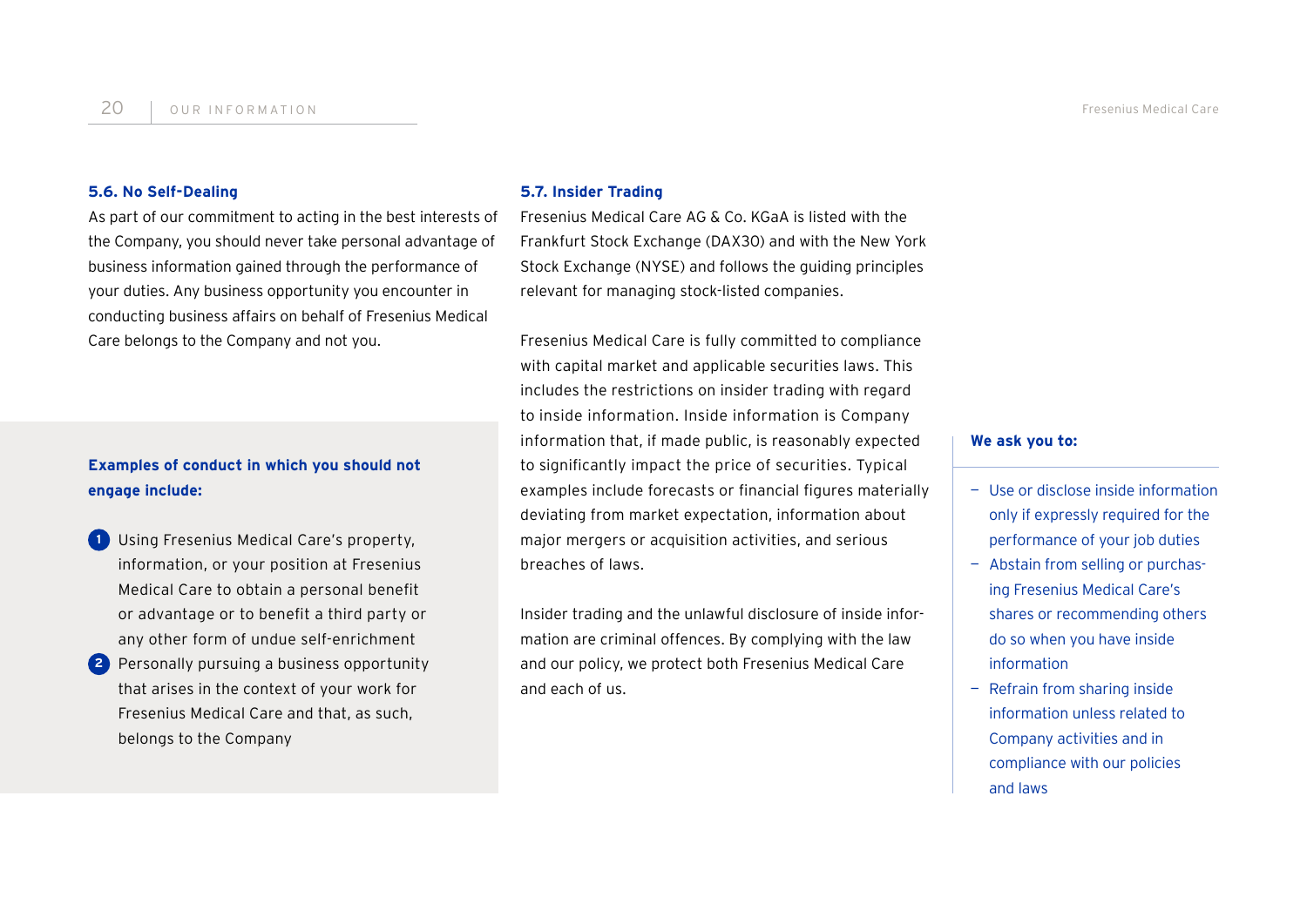### 5.6. No Self-Dealing

As part of our commitment to acting in the best interests of the Company, you should never take personal advantage of business information gained through the performance of your duties. Any business opportunity you encounter in conducting business affairs on behalf of Fresenius Medical Care belongs to the Company and not you.

**Examples of conduct in which you should not engage include:**

1. Using Fresenius Medical Care's property, information, or your position at Fresenius Medical Care to obtain a personal benefit or advantage or to benefit a third party or any other form of undue self-enrichment
2. Personally pursuing a business opportunity that arises in the context of your work for Fresenius Medical Care and that, as such, belongs to the Company

### 5.7. Insider Trading

Fresenius Medical Care AG & Co. KGaA is listed with the Frankfurt Stock Exchange (DAX30) and with the New York Stock Exchange (NYSE) and follows the guiding principles relevant for managing stock-listed companies.

Fresenius Medical Care is fully committed to compliance with capital market and applicable securities laws. This includes the restrictions on insider trading with regard to inside information. Inside information is Company information that, if made public, is reasonably expected to significantly impact the price of securities. Typical examples include forecasts or financial figures materially deviating from market expectation, information about major mergers or acquisition activities, and serious breaches of laws.

Insider trading and the unlawful disclosure of inside information are criminal offences. By complying with the law and our policy, we protect both Fresenius Medical Care and each of us.

**We ask you to:**

- Use or disclose inside information only if expressly required for the performance of your job duties
- Abstain from selling or purchasing Fresenius Medical Care's shares or recommending others do so when you have inside information
- Refrain from sharing inside information unless related to Company activities and in compliance with our policies and laws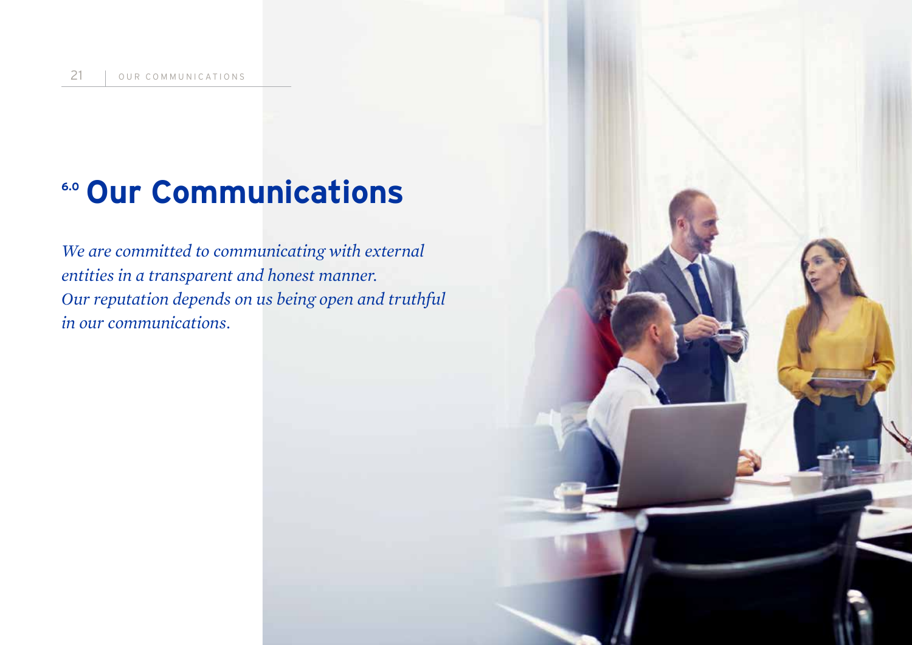# 6.0 Our Communications

*We are committed to communicating with external entities in a transparent and honest manner. Our reputation depends on us being open and truthful in our communications.*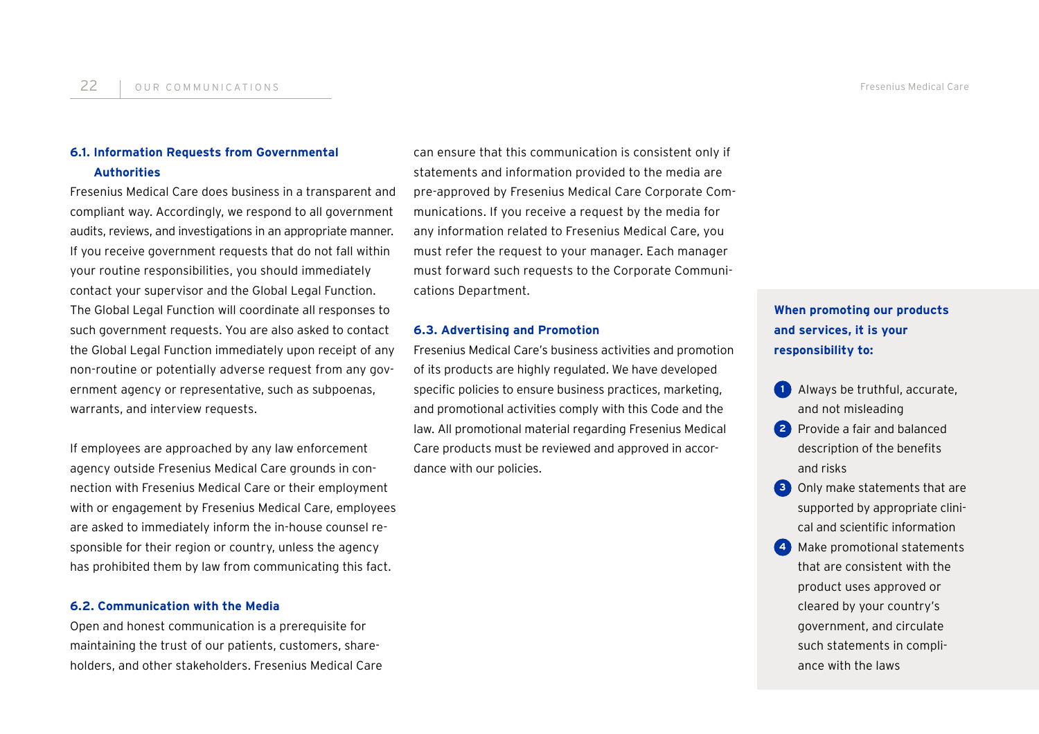### 6.1. Information Requests from Governmental Authorities

Fresenius Medical Care does business in a transparent and compliant way. Accordingly, we respond to all government audits, reviews, and investigations in an appropriate manner. If you receive government requests that do not fall within your routine responsibilities, you should immediately contact your supervisor and the Global Legal Function. The Global Legal Function will coordinate all responses to such government requests. You are also asked to contact the Global Legal Function immediately upon receipt of any non-routine or potentially adverse request from any government agency or representative, such as subpoenas, warrants, and interview requests.

If employees are approached by any law enforcement agency outside Fresenius Medical Care grounds in connection with Fresenius Medical Care or their employment with or engagement by Fresenius Medical Care, employees are asked to immediately inform the in-house counsel responsible for their region or country, unless the agency has prohibited them by law from communicating this fact.

### 6.2. Communication with the Media

Open and honest communication is a prerequisite for maintaining the trust of our patients, customers, shareholders, and other stakeholders. Fresenius Medical Care can ensure that this communication is consistent only if statements and information provided to the media are pre-approved by Fresenius Medical Care Corporate Communications. If you receive a request by the media for any information related to Fresenius Medical Care, you must refer the request to your manager. Each manager must forward such requests to the Corporate Communications Department.

### 6.3. Advertising and Promotion

Fresenius Medical Care's business activities and promotion of its products are highly regulated. We have developed specific policies to ensure business practices, marketing, and promotional activities comply with this Code and the law. All promotional material regarding Fresenius Medical Care products must be reviewed and approved in accordance with our policies.

**When promoting our products and services, it is your responsibility to:**

1. Always be truthful, accurate, and not misleading
2. Provide a fair and balanced description of the benefits and risks
3. Only make statements that are supported by appropriate clinical and scientific information
4. Make promotional statements that are consistent with the product uses approved or cleared by your country's government, and circulate such statements in compliance with the laws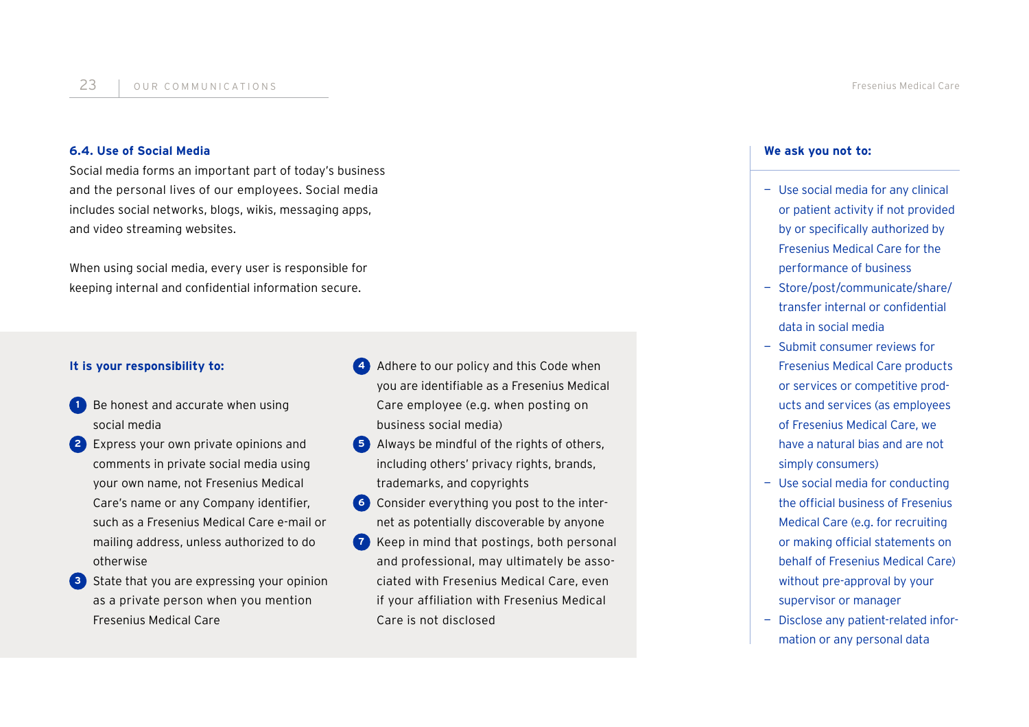### 6.4. Use of Social Media

Social media forms an important part of today's business and the personal lives of our employees. Social media includes social networks, blogs, wikis, messaging apps, and video streaming websites.

When using social media, every user is responsible for keeping internal and confidential information secure.

**It is your responsibility to:**

1. Be honest and accurate when using social media
2. Express your own private opinions and comments in private social media using your own name, not Fresenius Medical Care's name or any Company identifier, such as a Fresenius Medical Care e-mail or mailing address, unless authorized to do otherwise
3. State that you are expressing your opinion as a private person when you mention Fresenius Medical Care
4. Adhere to our policy and this Code when you are identifiable as a Fresenius Medical Care employee (e.g. when posting on business social media)
5. Always be mindful of the rights of others, including others' privacy rights, brands, trademarks, and copyrights
6. Consider everything you post to the internet as potentially discoverable by anyone
7. Keep in mind that postings, both personal and professional, may ultimately be associated with Fresenius Medical Care, even if your affiliation with Fresenius Medical Care is not disclosed

**We ask you not to:**

- Use social media for any clinical or patient activity if not provided by or specifically authorized by Fresenius Medical Care for the performance of business
- Store/post/communicate/share/transfer internal or confidential data in social media
- Submit consumer reviews for Fresenius Medical Care products or services or competitive products and services (as employees of Fresenius Medical Care, we have a natural bias and are not simply consumers)
- Use social media for conducting the official business of Fresenius Medical Care (e.g. for recruiting or making official statements on behalf of Fresenius Medical Care) without pre-approval by your supervisor or manager
- Disclose any patient-related information or any personal data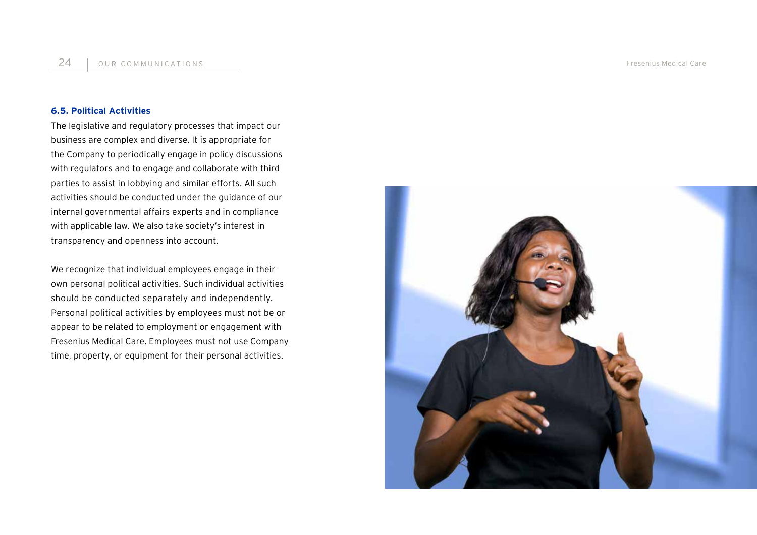### 6.5. Political Activities

The legislative and regulatory processes that impact our business are complex and diverse. It is appropriate for the Company to periodically engage in policy discussions with regulators and to engage and collaborate with third parties to assist in lobbying and similar efforts. All such activities should be conducted under the guidance of our internal governmental affairs experts and in compliance with applicable law. We also take society's interest in transparency and openness into account.

We recognize that individual employees engage in their own personal political activities. Such individual activities should be conducted separately and independently. Personal political activities by employees must not be or appear to be related to employment or engagement with Fresenius Medical Care. Employees must not use Company time, property, or equipment for their personal activities.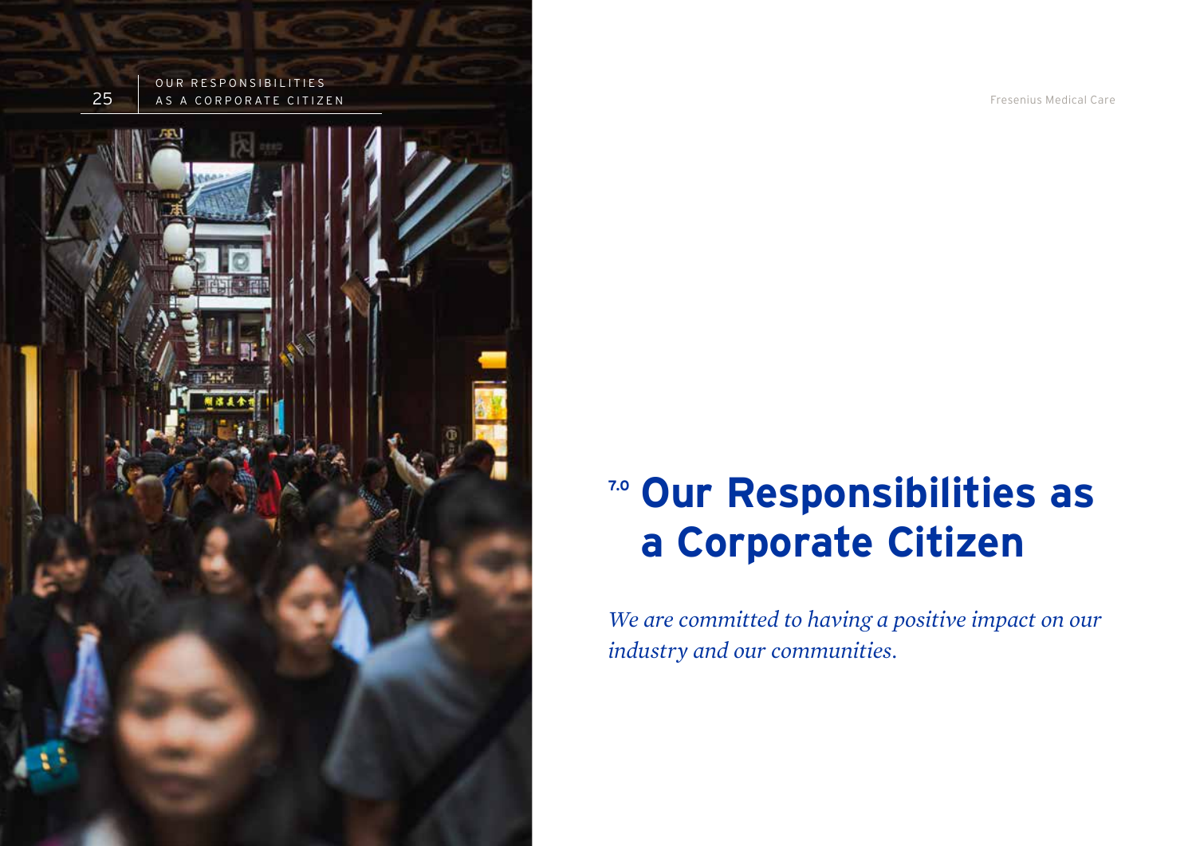# 7.0 Our Responsibilities as a Corporate Citizen

*We are committed to having a positive impact on our industry and our communities.*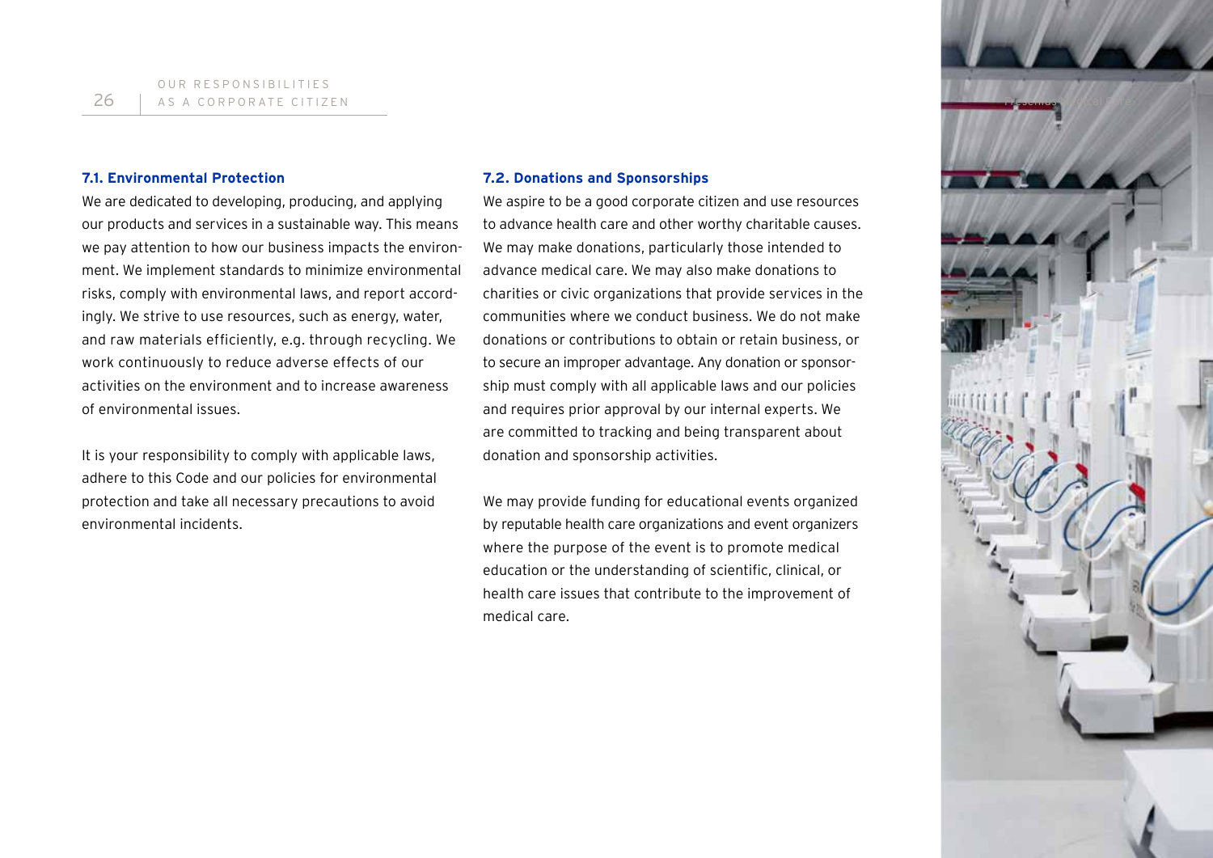### 7.1. Environmental Protection

We are dedicated to developing, producing, and applying our products and services in a sustainable way. This means we pay attention to how our business impacts the environment. We implement standards to minimize environmental risks, comply with environmental laws, and report accordingly. We strive to use resources, such as energy, water, and raw materials efficiently, e.g. through recycling. We work continuously to reduce adverse effects of our activities on the environment and to increase awareness of environmental issues.

It is your responsibility to comply with applicable laws, adhere to this Code and our policies for environmental protection and take all necessary precautions to avoid environmental incidents.

### 7.2. Donations and Sponsorships

We aspire to be a good corporate citizen and use resources to advance health care and other worthy charitable causes. We may make donations, particularly those intended to advance medical care. We may also make donations to charities or civic organizations that provide services in the communities where we conduct business. We do not make donations or contributions to obtain or retain business, or to secure an improper advantage. Any donation or sponsorship must comply with all applicable laws and our policies and requires prior approval by our internal experts. We are committed to tracking and being transparent about donation and sponsorship activities.

We may provide funding for educational events organized by reputable health care organizations and event organizers where the purpose of the event is to promote medical education or the understanding of scientific, clinical, or health care issues that contribute to the improvement of medical care.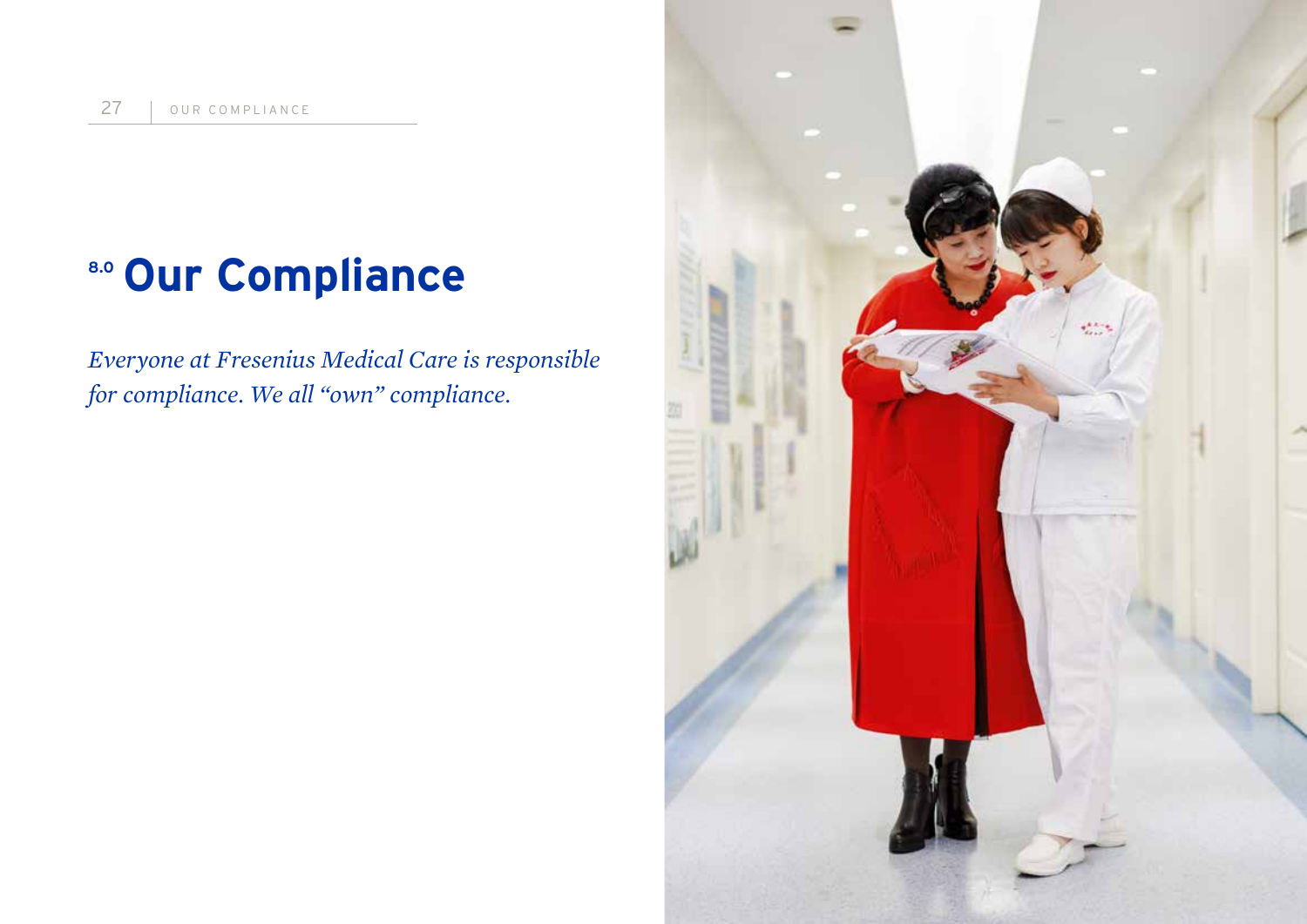# 8.0 Our Compliance

*Everyone at Fresenius Medical Care is responsible for compliance. We all "own" compliance.*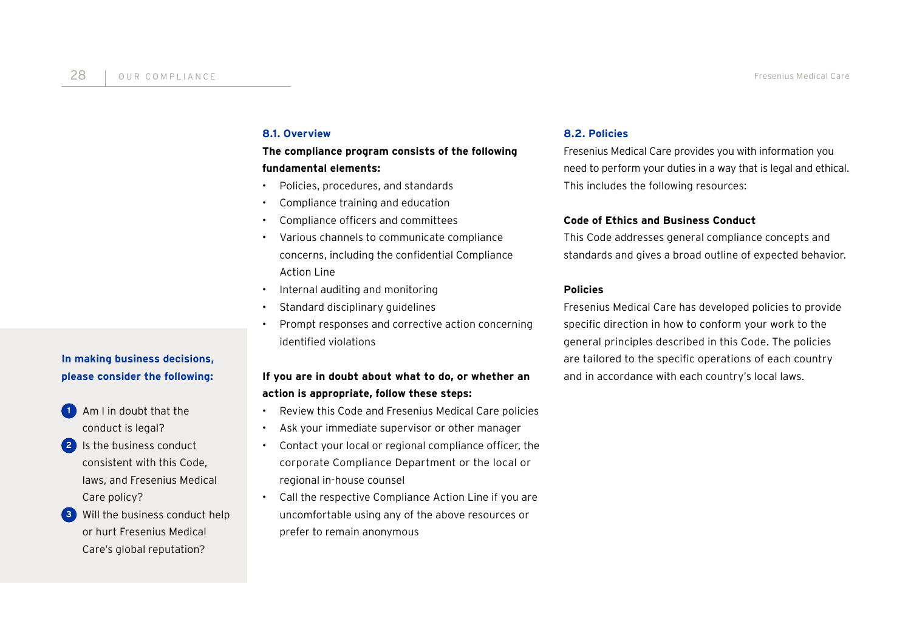## 8.1. Overview

**The compliance program consists of the following fundamental elements:**

- Policies, procedures, and standards
- Compliance training and education
- Compliance officers and committees
- Various channels to communicate compliance concerns, including the confidential Compliance Action Line
- Internal auditing and monitoring
- Standard disciplinary guidelines
- Prompt responses and corrective action concerning identified violations

**If you are in doubt about what to do, or whether an action is appropriate, follow these steps:**

- Review this Code and Fresenius Medical Care policies
- Ask your immediate supervisor or other manager
- Contact your local or regional compliance officer, the corporate Compliance Department or the local or regional in-house counsel
- Call the respective Compliance Action Line if you are uncomfortable using any of the above resources or prefer to remain anonymous

**In making business decisions, please consider the following:**

1. Am I in doubt that the conduct is legal?
2. Is the business conduct consistent with this Code, laws, and Fresenius Medical Care policy?
3. Will the business conduct help or hurt Fresenius Medical Care's global reputation?

## 8.2. Policies

Fresenius Medical Care provides you with information you need to perform your duties in a way that is legal and ethical. This includes the following resources:

**Code of Ethics and Business Conduct**

This Code addresses general compliance concepts and standards and gives a broad outline of expected behavior.

**Policies**

Fresenius Medical Care has developed policies to provide specific direction in how to conform your work to the general principles described in this Code. The policies are tailored to the specific operations of each country and in accordance with each country's local laws.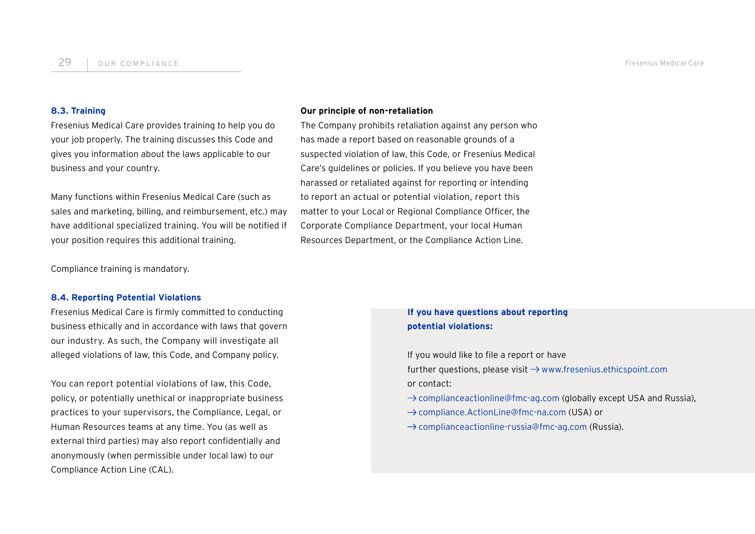### 8.3. Training

Fresenius Medical Care provides training to help you do your job properly. The training discusses this Code and gives you information about the laws applicable to our business and your country.

Many functions within Fresenius Medical Care (such as sales and marketing, billing, and reimbursement, etc.) may have additional specialized training. You will be notified if your position requires this additional training.

Compliance training is mandatory.

### 8.4. Reporting Potential Violations

Fresenius Medical Care is firmly committed to conducting business ethically and in accordance with laws that govern our industry. As such, the Company will investigate all alleged violations of law, this Code, and Company policy.

You can report potential violations of law, this Code, policy, or potentially unethical or inappropriate business practices to your supervisors, the Compliance, Legal, or Human Resources teams at any time. You (as well as external third parties) may also report confidentially and anonymously (when permissible under local law) to our Compliance Action Line (CAL).

**Our principle of non-retaliation**

The Company prohibits retaliation against any person who has made a report based on reasonable grounds of a suspected violation of law, this Code, or Fresenius Medical Care's guidelines or policies. If you believe you have been harassed or retaliated against for reporting or intending to report an actual or potential violation, report this matter to your Local or Regional Compliance Officer, the Corporate Compliance Department, your local Human Resources Department, or the Compliance Action Line.

**If you have questions about reporting potential violations:**

If you would like to file a report or have further questions, please visit → www.fresenius.ethicspoint.com or contact:

→ complianceactionline@fmc-ag.com (globally except USA and Russia),
→ compliance.ActionLine@fmc-na.com (USA) or
→ complianceactionline-russia@fmc-ag.com (Russia).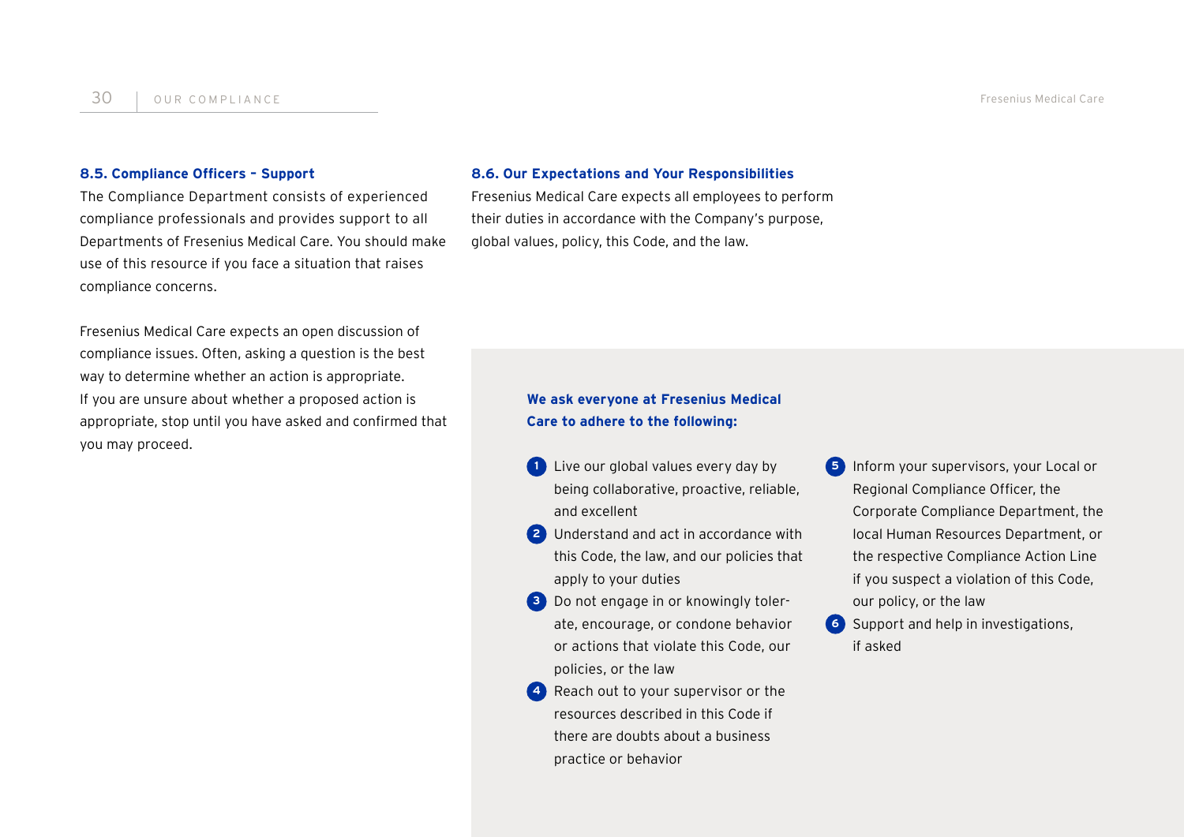### 8.5. Compliance Officers – Support

The Compliance Department consists of experienced compliance professionals and provides support to all Departments of Fresenius Medical Care. You should make use of this resource if you face a situation that raises compliance concerns.

Fresenius Medical Care expects an open discussion of compliance issues. Often, asking a question is the best way to determine whether an action is appropriate. If you are unsure about whether a proposed action is appropriate, stop until you have asked and confirmed that you may proceed.

### 8.6. Our Expectations and Your Responsibilities

Fresenius Medical Care expects all employees to perform their duties in accordance with the Company's purpose, global values, policy, this Code, and the law.

**We ask everyone at Fresenius Medical Care to adhere to the following:**

1. Live our global values every day by being collaborative, proactive, reliable, and excellent
2. Understand and act in accordance with this Code, the law, and our policies that apply to your duties
3. Do not engage in or knowingly tolerate, encourage, or condone behavior or actions that violate this Code, our policies, or the law
4. Reach out to your supervisor or the resources described in this Code if there are doubts about a business practice or behavior
5. Inform your supervisors, your Local or Regional Compliance Officer, the Corporate Compliance Department, the local Human Resources Department, or the respective Compliance Action Line if you suspect a violation of this Code, our policy, or the law
6. Support and help in investigations, if asked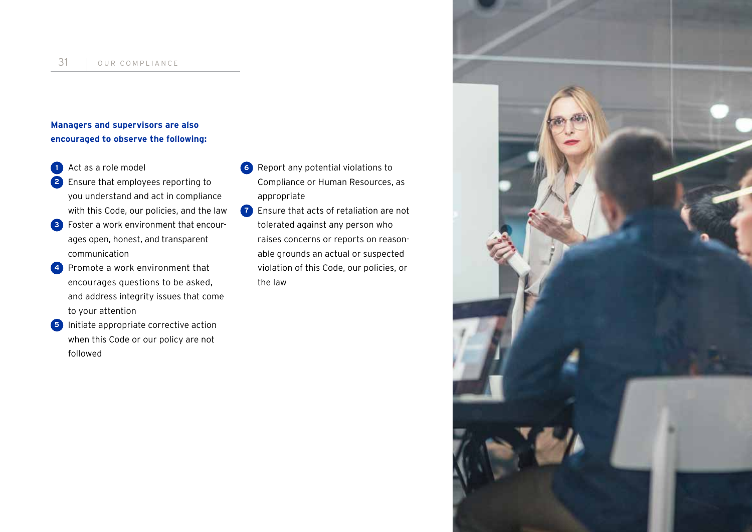**Managers and supervisors are also encouraged to observe the following:**

1. Act as a role model
2. Ensure that employees reporting to you understand and act in compliance with this Code, our policies, and the law
3. Foster a work environment that encourages open, honest, and transparent communication
4. Promote a work environment that encourages questions to be asked, and address integrity issues that come to your attention
5. Initiate appropriate corrective action when this Code or our policy are not followed
6. Report any potential violations to Compliance or Human Resources, as appropriate
7. Ensure that acts of retaliation are not tolerated against any person who raises concerns or reports on reasonable grounds an actual or suspected violation of this Code, our policies, or the law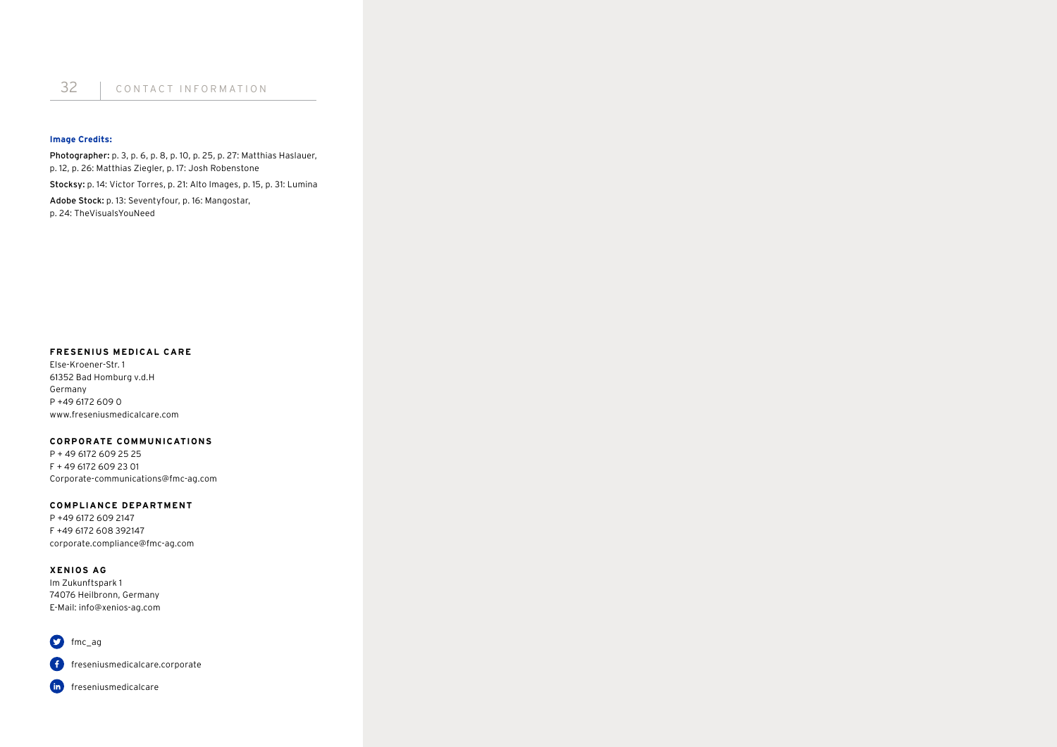## CONTACT INFORMATION

**Image Credits:**

Photographer: p. 3, p. 6, p. 8, p. 10, p. 25, p. 27: Matthias Haslauer, p. 12, p. 26: Matthias Ziegler, p. 17: Josh Robenstone

Stocksy: p. 14: Victor Torres, p. 21: Alto Images, p. 15, p. 31: Lumina

Adobe Stock: p. 13: Seventyfour, p. 16: Mangostar, p. 24: TheVisualsYouNeed

**FRESENIUS MEDICAL CARE**
Else-Kroener-Str. 1
61352 Bad Homburg v.d.H
Germany
P +49 6172 609 0
www.freseniusmedicalcare.com

**CORPORATE COMMUNICATIONS**
P + 49 6172 609 25 25
F + 49 6172 609 23 01
Corporate-communications@fmc-ag.com

**COMPLIANCE DEPARTMENT**
P +49 6172 609 2147
F +49 6172 608 392147
corporate.compliance@fmc-ag.com

**XENIOS AG**
Im Zukunftspark 1
74076 Heilbronn, Germany
E-Mail: info@xenios-ag.com

fmc_ag

freseniusmedicalcare.corporate

freseniusmedicalcare